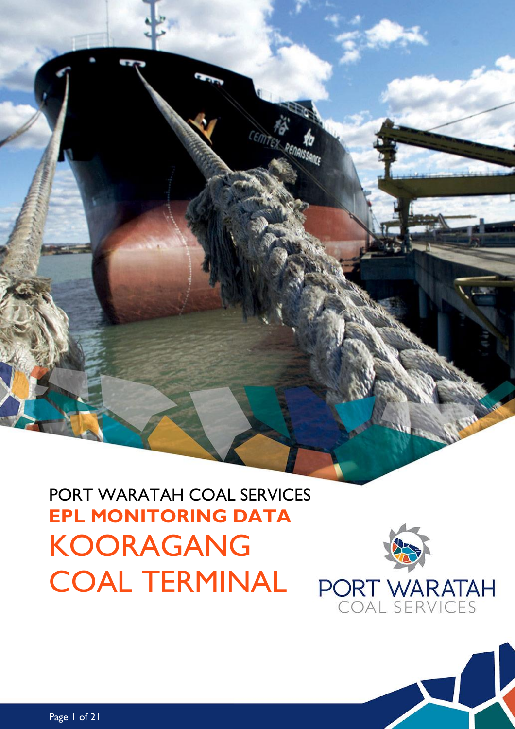PORT WARATAH COAL SERVICES

**EPL MONITORING DATA**

# KOORAGANG COAL TERMINAL

PORT WARATAH
COAL SERVICES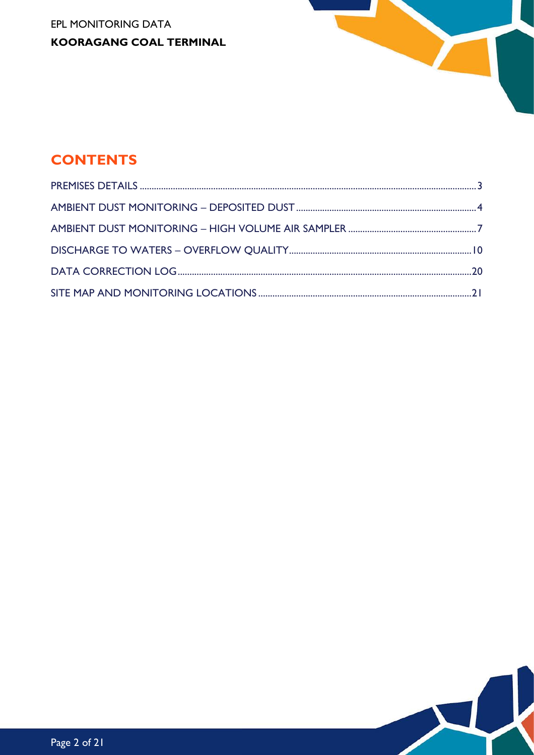## CONTENTS

- PREMISES DETAILS ..... 3
- AMBIENT DUST MONITORING – DEPOSITED DUST ..... 4
- AMBIENT DUST MONITORING – HIGH VOLUME AIR SAMPLER ..... 7
- DISCHARGE TO WATERS – OVERFLOW QUALITY ..... 10
- DATA CORRECTION LOG ..... 20
- SITE MAP AND MONITORING LOCATIONS ..... 21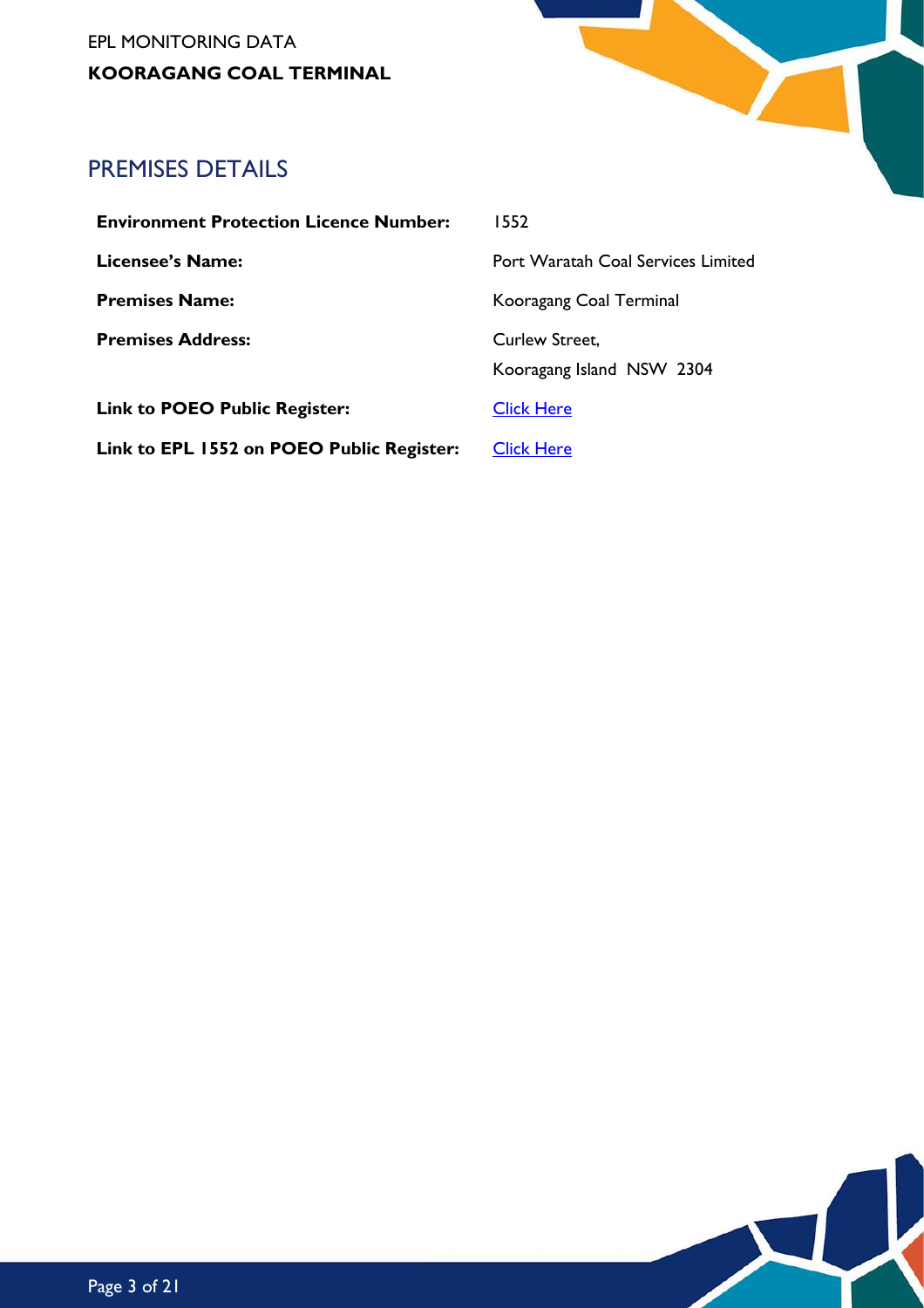## PREMISES DETAILS

| | |
|---|---|
| **Environment Protection Licence Number:** | 1552 |
| **Licensee's Name:** | Port Waratah Coal Services Limited |
| **Premises Name:** | Kooragang Coal Terminal |
| **Premises Address:** | Curlew Street,<br>Kooragang Island NSW 2304 |
| **Link to POEO Public Register:** | Click Here |
| **Link to EPL 1552 on POEO Public Register:** | Click Here |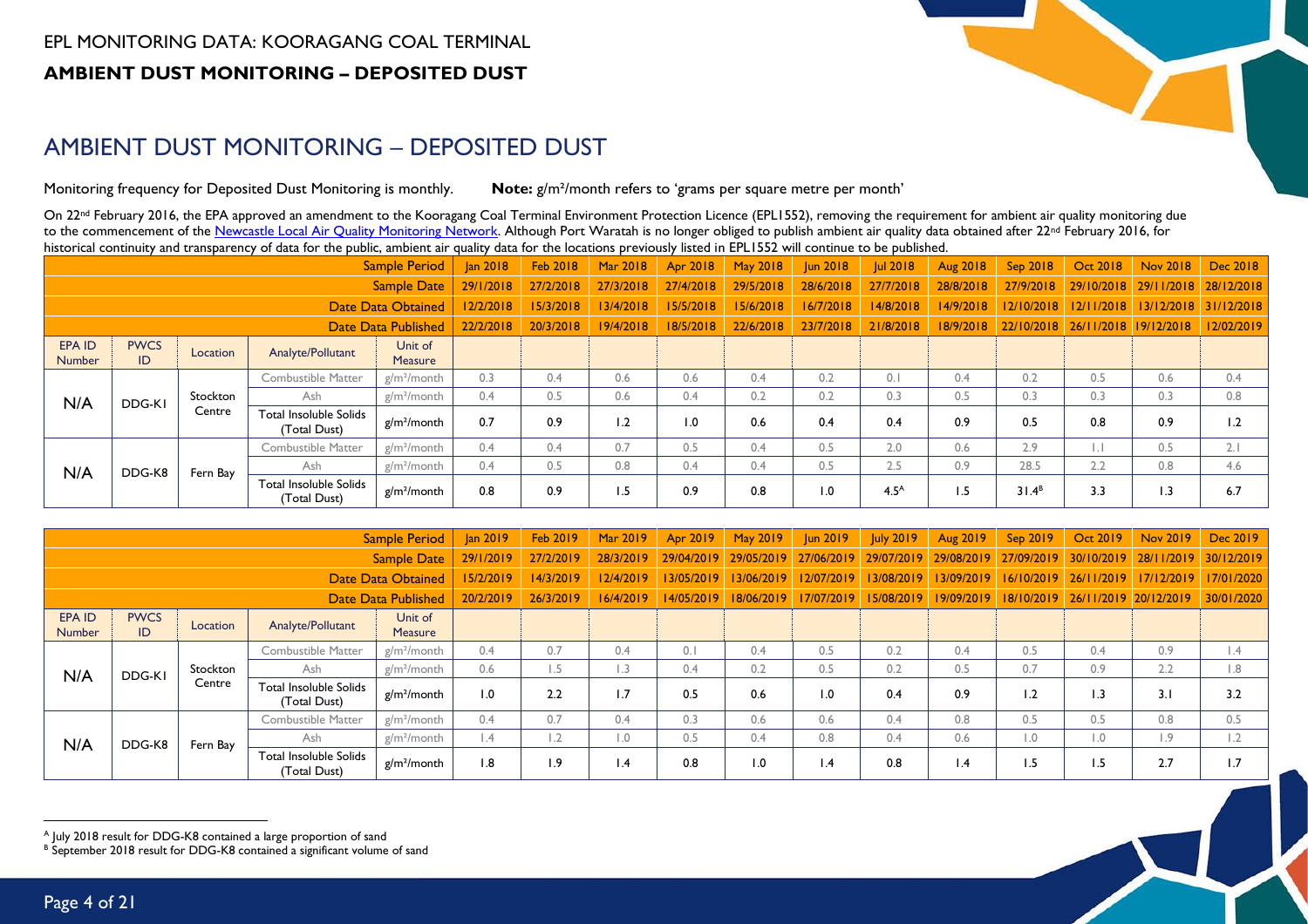EPL MONITORING DATA: KOORAGANG COAL TERMINAL

**AMBIENT DUST MONITORING – DEPOSITED DUST**

# AMBIENT DUST MONITORING – DEPOSITED DUST

Monitoring frequency for Deposited Dust Monitoring is monthly. **Note:** $g/m^2$/month refers to 'grams per square metre per month'

On 22nd February 2016, the EPA approved an amendment to the Kooragang Coal Terminal Environment Protection Licence (EPL1552), removing the requirement for ambient air quality monitoring due to the commencement of the Newcastle Local Air Quality Monitoring Network. Although Port Waratah is no longer obliged to publish ambient air quality data obtained after 22nd February 2016, for historical continuity and transparency of data for the public, ambient air quality data for the locations previously listed in EPL1552 will continue to be published.

| | | | | Sample Period | Jan 2018 | Feb 2018 | Mar 2018 | Apr 2018 | May 2018 | Jun 2018 | Jul 2018 | Aug 2018 | Sep 2018 | Oct 2018 | Nov 2018 | Dec 2018 |
|---|---|---|---|---|---|---|---|---|---|---|---|---|---|---|---|---|
| | | | | Sample Date | 29/1/2018 | 27/2/2018 | 27/3/2018 | 27/4/2018 | 29/5/2018 | 28/6/2018 | 27/7/2018 | 28/8/2018 | 27/9/2018 | 29/10/2018 | 29/11/2018 | 28/12/2018 |
| | | | | Date Data Obtained | 12/2/2018 | 15/3/2018 | 13/4/2018 | 15/5/2018 | 15/6/2018 | 16/7/2018 | 14/8/2018 | 14/9/2018 | 12/10/2018 | 12/11/2018 | 13/12/2018 | 31/12/2018 |
| | | | | Date Data Published | 22/2/2018 | 20/3/2018 | 19/4/2018 | 18/5/2018 | 22/6/2018 | 23/7/2018 | 21/8/2018 | 18/9/2018 | 22/10/2018 | 26/11/2018 | 19/12/2018 | 12/02/2019 |
| EPA ID Number | PWCS ID | Location | Analyte/Pollutant | Unit of Measure | | | | | | | | | | | | |
| N/A | DDG-K1 | Stockton Centre | Combustible Matter | $g/m^2$/month | 0.3 | 0.4 | 0.6 | 0.6 | 0.4 | 0.2 | 0.1 | 0.4 | 0.2 | 0.5 | 0.6 | 0.4 |
| | | | Ash | $g/m^2$/month | 0.4 | 0.5 | 0.6 | 0.4 | 0.2 | 0.2 | 0.3 | 0.5 | 0.3 | 0.3 | 0.3 | 0.8 |
| | | | Total Insoluble Solids (Total Dust) | $g/m^2$/month | 0.7 | 0.9 | 1.2 | 1.0 | 0.6 | 0.4 | 0.4 | 0.9 | 0.5 | 0.8 | 0.9 | 1.2 |
| N/A | DDG-K8 | Fern Bay | Combustible Matter | $g/m^2$/month | 0.4 | 0.4 | 0.7 | 0.5 | 0.4 | 0.5 | 2.0 | 0.6 | 2.9 | 1.1 | 0.5 | 2.1 |
| | | | Ash | $g/m^2$/month | 0.4 | 0.5 | 0.8 | 0.4 | 0.4 | 0.5 | 2.5 | 0.9 | 28.5 | 2.2 | 0.8 | 4.6 |
| | | | Total Insoluble Solids (Total Dust) | $g/m^2$/month | 0.8 | 0.9 | 1.5 | 0.9 | 0.8 | 1.0 | 4.5[A] | 1.5 | 31.4[B] | 3.3 | 1.3 | 6.7 |

| | | | | Sample Period | Jan 2019 | Feb 2019 | Mar 2019 | Apr 2019 | May 2019 | Jun 2019 | July 2019 | Aug 2019 | Sep 2019 | Oct 2019 | Nov 2019 | Dec 2019 |
|---|---|---|---|---|---|---|---|---|---|---|---|---|---|---|---|---|
| | | | | Sample Date | 29/1/2019 | 27/2/2019 | 28/3/2019 | 29/04/2019 | 29/05/2019 | 27/06/2019 | 29/07/2019 | 29/08/2019 | 27/09/2019 | 30/10/2019 | 28/11/2019 | 30/12/2019 |
| | | | | Date Data Obtained | 15/2/2019 | 14/3/2019 | 12/4/2019 | 13/05/2019 | 13/06/2019 | 12/07/2019 | 13/08/2019 | 13/09/2019 | 16/10/2019 | 26/11/2019 | 17/12/2019 | 17/01/2020 |
| | | | | Date Data Published | 20/2/2019 | 26/3/2019 | 16/4/2019 | 14/05/2019 | 18/06/2019 | 17/07/2019 | 15/08/2019 | 19/09/2019 | 18/10/2019 | 26/11/2019 | 20/12/2019 | 30/01/2020 |
| EPA ID Number | PWCS ID | Location | Analyte/Pollutant | Unit of Measure | | | | | | | | | | | | |
| N/A | DDG-K1 | Stockton Centre | Combustible Matter | $g/m^2$/month | 0.4 | 0.7 | 0.4 | 0.1 | 0.4 | 0.5 | 0.2 | 0.4 | 0.5 | 0.4 | 0.9 | 1.4 |
| | | | Ash | $g/m^2$/month | 0.6 | 1.5 | 1.3 | 0.4 | 0.2 | 0.5 | 0.2 | 0.5 | 0.7 | 0.9 | 2.2 | 1.8 |
| | | | Total Insoluble Solids (Total Dust) | $g/m^2$/month | 1.0 | 2.2 | 1.7 | 0.5 | 0.6 | 1.0 | 0.4 | 0.9 | 1.2 | 1.3 | 3.1 | 3.2 |
| N/A | DDG-K8 | Fern Bay | Combustible Matter | $g/m^2$/month | 0.4 | 0.7 | 0.4 | 0.3 | 0.6 | 0.6 | 0.4 | 0.8 | 0.5 | 0.5 | 0.8 | 0.5 |
| | | | Ash | $g/m^2$/month | 1.4 | 1.2 | 1.0 | 0.5 | 0.4 | 0.8 | 0.4 | 0.6 | 1.0 | 1.0 | 1.9 | 1.2 |
| | | | Total Insoluble Solids (Total Dust) | $g/m^2$/month | 1.8 | 1.9 | 1.4 | 0.8 | 1.0 | 1.4 | 0.8 | 1.4 | 1.5 | 1.5 | 2.7 | 1.7 |

[A] July 2018 result for DDG-K8 contained a large proportion of sand

[B] September 2018 result for DDG-K8 contained a significant volume of sand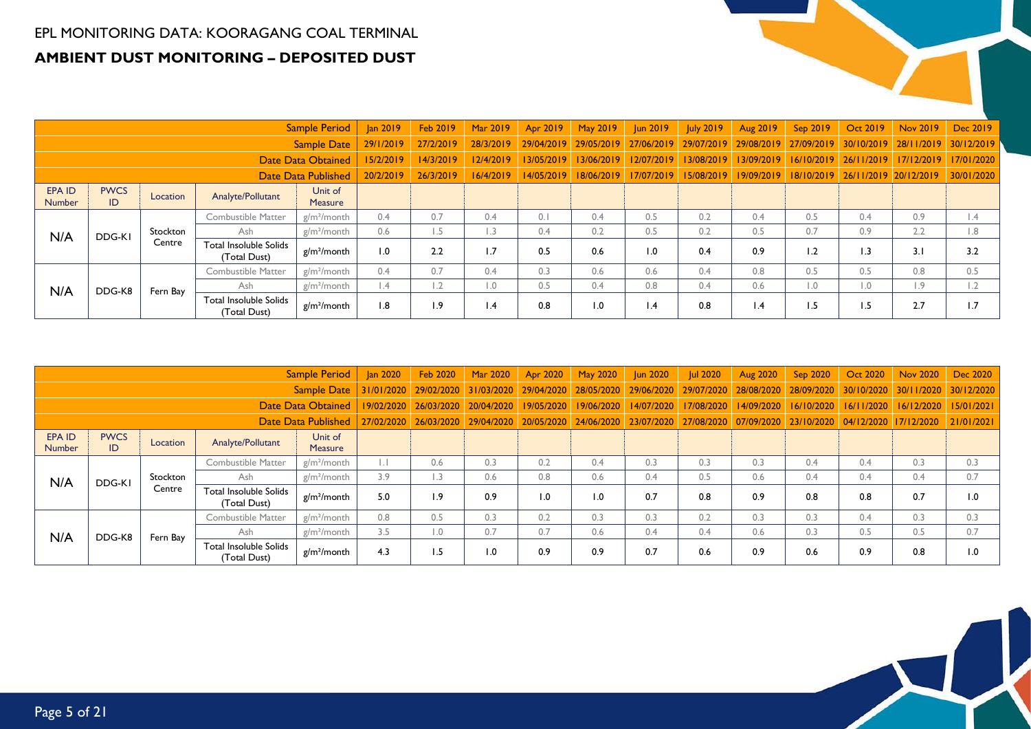EPL MONITORING DATA: KOORAGANG COAL TERMINAL

## AMBIENT DUST MONITORING – DEPOSITED DUST

| | | | | Sample Period | Jan 2019 | Feb 2019 | Mar 2019 | Apr 2019 | May 2019 | Jun 2019 | July 2019 | Aug 2019 | Sep 2019 | Oct 2019 | Nov 2019 | Dec 2019 |
|---|---|---|---|---|---|---|---|---|---|---|---|---|---|---|---|---|
| | | | | Sample Date | 29/1/2019 | 27/2/2019 | 28/3/2019 | 29/04/2019 | 29/05/2019 | 27/06/2019 | 29/07/2019 | 29/08/2019 | 27/09/2019 | 30/10/2019 | 28/11/2019 | 30/12/2019 |
| | | | | Date Data Obtained | 15/2/2019 | 14/3/2019 | 12/4/2019 | 13/05/2019 | 13/06/2019 | 12/07/2019 | 13/08/2019 | 13/09/2019 | 16/10/2019 | 26/11/2019 | 17/12/2019 | 17/01/2020 |
| | | | | Date Data Published | 20/2/2019 | 26/3/2019 | 16/4/2019 | 14/05/2019 | 18/06/2019 | 17/07/2019 | 15/08/2019 | 19/09/2019 | 18/10/2019 | 26/11/2019 | 20/12/2019 | 30/01/2020 |
| EPA ID Number | PWCS ID | Location | Analyte/Pollutant | Unit of Measure | | | | | | | | | | | | |
| N/A | DDG-K1 | Stockton Centre | Combustible Matter | g/m²/month | 0.4 | 0.7 | 0.4 | 0.1 | 0.4 | 0.5 | 0.2 | 0.4 | 0.5 | 0.4 | 0.9 | 1.4 |
| | | | Ash | g/m²/month | 0.6 | 1.5 | 1.3 | 0.4 | 0.2 | 0.5 | 0.2 | 0.5 | 0.7 | 0.9 | 2.2 | 1.8 |
| | | | Total Insoluble Solids (Total Dust) | g/m²/month | 1.0 | 2.2 | 1.7 | 0.5 | 0.6 | 1.0 | 0.4 | 0.9 | 1.2 | 1.3 | 3.1 | 3.2 |
| N/A | DDG-K8 | Fern Bay | Combustible Matter | g/m²/month | 0.4 | 0.7 | 0.4 | 0.3 | 0.6 | 0.6 | 0.4 | 0.8 | 0.5 | 0.5 | 0.8 | 0.5 |
| | | | Ash | g/m²/month | 1.4 | 1.2 | 1.0 | 0.5 | 0.4 | 0.8 | 0.4 | 0.6 | 1.0 | 1.0 | 1.9 | 1.2 |
| | | | Total Insoluble Solids (Total Dust) | g/m²/month | 1.8 | 1.9 | 1.4 | 0.8 | 1.0 | 1.4 | 0.8 | 1.4 | 1.5 | 1.5 | 2.7 | 1.7 |

| | | | | Sample Period | Jan 2020 | Feb 2020 | Mar 2020 | Apr 2020 | May 2020 | Jun 2020 | Jul 2020 | Aug 2020 | Sep 2020 | Oct 2020 | Nov 2020 | Dec 2020 |
|---|---|---|---|---|---|---|---|---|---|---|---|---|---|---|---|---|
| | | | | Sample Date | 31/01/2020 | 29/02/2020 | 31/03/2020 | 29/04/2020 | 28/05/2020 | 29/06/2020 | 29/07/2020 | 28/08/2020 | 28/09/2020 | 30/10/2020 | 30/11/2020 | 30/12/2020 |
| | | | | Date Data Obtained | 19/02/2020 | 26/03/2020 | 20/04/2020 | 19/05/2020 | 19/06/2020 | 14/07/2020 | 17/08/2020 | 14/09/2020 | 16/10/2020 | 16/11/2020 | 16/12/2020 | 15/01/2021 |
| | | | | Date Data Published | 27/02/2020 | 26/03/2020 | 29/04/2020 | 20/05/2020 | 24/06/2020 | 23/07/2020 | 27/08/2020 | 07/09/2020 | 23/10/2020 | 04/12/2020 | 17/12/2020 | 21/01/2021 |
| EPA ID Number | PWCS ID | Location | Analyte/Pollutant | Unit of Measure | | | | | | | | | | | | |
| N/A | DDG-K1 | Stockton Centre | Combustible Matter | g/m²/month | 1.1 | 0.6 | 0.3 | 0.2 | 0.4 | 0.3 | 0.3 | 0.3 | 0.4 | 0.4 | 0.3 | 0.3 |
| | | | Ash | g/m²/month | 3.9 | 1.3 | 0.6 | 0.8 | 0.6 | 0.4 | 0.5 | 0.6 | 0.4 | 0.4 | 0.4 | 0.7 |
| | | | Total Insoluble Solids (Total Dust) | g/m²/month | 5.0 | 1.9 | 0.9 | 1.0 | 1.0 | 0.7 | 0.8 | 0.9 | 0.8 | 0.8 | 0.7 | 1.0 |
| N/A | DDG-K8 | Fern Bay | Combustible Matter | g/m²/month | 0.8 | 0.5 | 0.3 | 0.2 | 0.3 | 0.3 | 0.2 | 0.3 | 0.3 | 0.4 | 0.3 | 0.3 |
| | | | Ash | g/m²/month | 3.5 | 1.0 | 0.7 | 0.7 | 0.6 | 0.4 | 0.4 | 0.6 | 0.3 | 0.5 | 0.5 | 0.7 |
| | | | Total Insoluble Solids (Total Dust) | g/m²/month | 4.3 | 1.5 | 1.0 | 0.9 | 0.9 | 0.7 | 0.6 | 0.9 | 0.6 | 0.9 | 0.8 | 1.0 |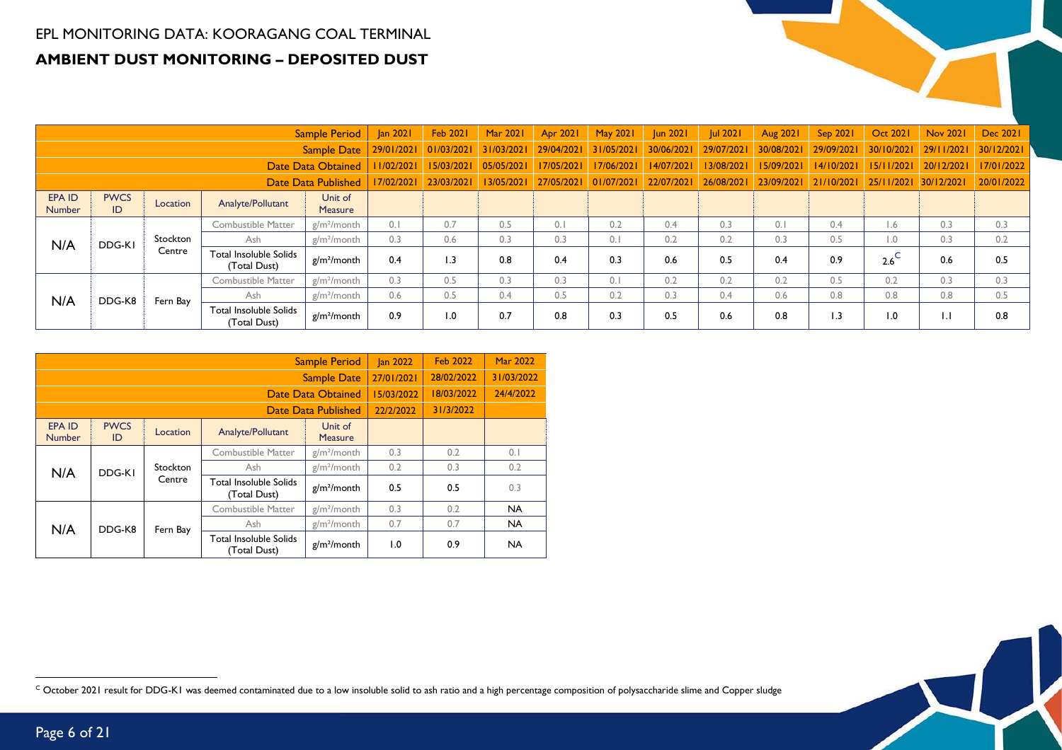# EPL MONITORING DATA: KOORAGANG COAL TERMINAL

## AMBIENT DUST MONITORING – DEPOSITED DUST

| | | | | Sample Period | Jan 2021 | Feb 2021 | Mar 2021 | Apr 2021 | May 2021 | Jun 2021 | Jul 2021 | Aug 2021 | Sep 2021 | Oct 2021 | Nov 2021 | Dec 2021 |
|---|---|---|---|---|---|---|---|---|---|---|---|---|---|---|---|---|
| | | | | Sample Date | 29/01/2021 | 01/03/2021 | 31/03/2021 | 29/04/2021 | 31/05/2021 | 30/06/2021 | 29/07/2021 | 30/08/2021 | 29/09/2021 | 30/10/2021 | 29/11/2021 | 30/12/2021 |
| | | | | Date Data Obtained | 11/02/2021 | 15/03/2021 | 05/05/2021 | 17/05/2021 | 17/06/2021 | 14/07/2021 | 13/08/2021 | 15/09/2021 | 14/10/2021 | 15/11/2021 | 20/12/2021 | 17/01/2022 |
| | | | | Date Data Published | 17/02/2021 | 23/03/2021 | 13/05/2021 | 27/05/2021 | 01/07/2021 | 22/07/2021 | 26/08/2021 | 23/09/2021 | 21/10/2021 | 25/11/2021 | 30/12/2021 | 20/01/2022 |
| EPA ID Number | PWCS ID | Location | Analyte/Pollutant | Unit of Measure | | | | | | | | | | | | |
| N/A | DDG-K1 | Stockton Centre | Combustible Matter | g/m²/month | 0.1 | 0.7 | 0.5 | 0.1 | 0.2 | 0.4 | 0.3 | 0.1 | 0.4 | 1.6 | 0.3 | 0.3 |
| | | | Ash | g/m²/month | 0.3 | 0.6 | 0.3 | 0.3 | 0.1 | 0.2 | 0.2 | 0.3 | 0.5 | 1.0 | 0.3 | 0.2 |
| | | | Total Insoluble Solids (Total Dust) | g/m²/month | 0.4 | 1.3 | 0.8 | 0.4 | 0.3 | 0.6 | 0.5 | 0.4 | 0.9 | 2.6[C] | 0.6 | 0.5 |
| N/A | DDG-K8 | Fern Bay | Combustible Matter | g/m²/month | 0.3 | 0.5 | 0.3 | 0.3 | 0.1 | 0.2 | 0.2 | 0.2 | 0.5 | 0.2 | 0.3 | 0.3 |
| | | | Ash | g/m²/month | 0.6 | 0.5 | 0.4 | 0.5 | 0.2 | 0.3 | 0.4 | 0.6 | 0.8 | 0.8 | 0.8 | 0.5 |
| | | | Total Insoluble Solids (Total Dust) | g/m²/month | 0.9 | 1.0 | 0.7 | 0.8 | 0.3 | 0.5 | 0.6 | 0.8 | 1.3 | 1.0 | 1.1 | 0.8 |

| | | | | Sample Period | Jan 2022 | Feb 2022 | Mar 2022 |
|---|---|---|---|---|---|---|---|
| | | | | Sample Date | 27/01/2021 | 28/02/2022 | 31/03/2022 |
| | | | | Date Data Obtained | 15/03/2022 | 18/03/2022 | 24/4/2022 |
| | | | | Date Data Published | 22/2/2022 | 31/3/2022 | |
| EPA ID Number | PWCS ID | Location | Analyte/Pollutant | Unit of Measure | | | |
| N/A | DDG-K1 | Stockton Centre | Combustible Matter | g/m²/month | 0.3 | 0.2 | 0.1 |
| | | | Ash | g/m²/month | 0.2 | 0.3 | 0.2 |
| | | | Total Insoluble Solids (Total Dust) | g/m²/month | 0.5 | 0.5 | 0.3 |
| N/A | DDG-K8 | Fern Bay | Combustible Matter | g/m²/month | 0.3 | 0.2 | NA |
| | | | Ash | g/m²/month | 0.7 | 0.7 | NA |
| | | | Total Insoluble Solids (Total Dust) | g/m²/month | 1.0 | 0.9 | NA |

[C] October 2021 result for DDG-K1 was deemed contaminated due to a low insoluble solid to ash ratio and a high percentage composition of polysaccharide slime and Copper sludge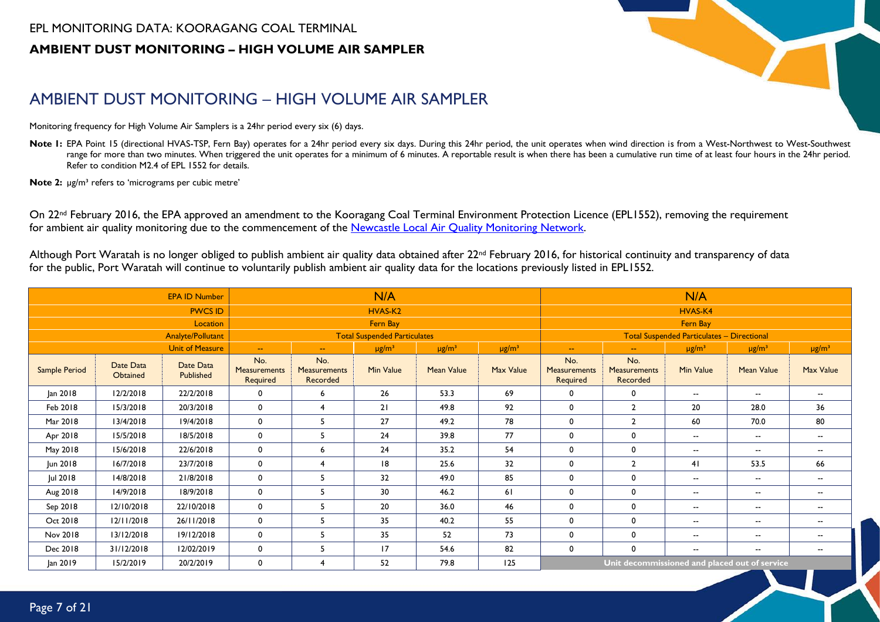EPL MONITORING DATA: KOORAGANG COAL TERMINAL

**AMBIENT DUST MONITORING – HIGH VOLUME AIR SAMPLER**

# AMBIENT DUST MONITORING – HIGH VOLUME AIR SAMPLER

Monitoring frequency for High Volume Air Samplers is a 24hr period every six (6) days.

**Note 1:** EPA Point 15 (directional HVAS-TSP, Fern Bay) operates for a 24hr period every six days. During this 24hr period, the unit operates when wind direction is from a West-Northwest to West-Southwest range for more than two minutes. When triggered the unit operates for a minimum of 6 minutes. A reportable result is when there has been a cumulative run time of at least four hours in the 24hr period. Refer to condition M2.4 of EPL 1552 for details.

**Note 2:** μg/m³ refers to 'micrograms per cubic metre'

On 22nd February 2016, the EPA approved an amendment to the Kooragang Coal Terminal Environment Protection Licence (EPL1552), removing the requirement for ambient air quality monitoring due to the commencement of the [Newcastle Local Air Quality Monitoring Network](Newcastle Local Air Quality Monitoring Network).

Although Port Waratah is no longer obliged to publish ambient air quality data obtained after 22nd February 2016, for historical continuity and transparency of data for the public, Port Waratah will continue to voluntarily publish ambient air quality data for the locations previously listed in EPL1552.

| | | EPA ID Number | N/A | | | | | N/A | | | | |
|---|---|---|---|---|---|---|---|---|---|---|---|---|
| | | PWCS ID | HVAS-K2 | | | | | HVAS-K4 | | | | |
| | | Location | Fern Bay | | | | | Fern Bay | | | | |
| | | Analyte/Pollutant | Total Suspended Particulates | | | | | Total Suspended Particulates – Directional | | | | |
| | | Unit of Measure | -- | -- | μg/m³ | μg/m³ | μg/m³ | -- | -- | μg/m³ | μg/m³ | μg/m³ |
| Sample Period | Date Data Obtained | Date Data Published | No. Measurements Required | No. Measurements Recorded | Min Value | Mean Value | Max Value | No. Measurements Required | No. Measurements Recorded | Min Value | Mean Value | Max Value |
| Jan 2018 | 12/2/2018 | 22/2/2018 | 0 | 6 | 26 | 53.3 | 69 | 0 | 0 | -- | -- | -- |
| Feb 2018 | 15/3/2018 | 20/3/2018 | 0 | 4 | 21 | 49.8 | 92 | 0 | 2 | 20 | 28.0 | 36 |
| Mar 2018 | 13/4/2018 | 19/4/2018 | 0 | 5 | 27 | 49.2 | 78 | 0 | 2 | 60 | 70.0 | 80 |
| Apr 2018 | 15/5/2018 | 18/5/2018 | 0 | 5 | 24 | 39.8 | 77 | 0 | 0 | -- | -- | -- |
| May 2018 | 15/6/2018 | 22/6/2018 | 0 | 6 | 24 | 35.2 | 54 | 0 | 0 | -- | -- | -- |
| Jun 2018 | 16/7/2018 | 23/7/2018 | 0 | 4 | 18 | 25.6 | 32 | 0 | 2 | 41 | 53.5 | 66 |
| Jul 2018 | 14/8/2018 | 21/8/2018 | 0 | 5 | 32 | 49.0 | 85 | 0 | 0 | -- | -- | -- |
| Aug 2018 | 14/9/2018 | 18/9/2018 | 0 | 5 | 30 | 46.2 | 61 | 0 | 0 | -- | -- | -- |
| Sep 2018 | 12/10/2018 | 22/10/2018 | 0 | 5 | 20 | 36.0 | 46 | 0 | 0 | -- | -- | -- |
| Oct 2018 | 12/11/2018 | 26/11/2018 | 0 | 5 | 35 | 40.2 | 55 | 0 | 0 | -- | -- | -- |
| Nov 2018 | 13/12/2018 | 19/12/2018 | 0 | 5 | 35 | 52 | 73 | 0 | 0 | -- | -- | -- |
| Dec 2018 | 31/12/2018 | 12/02/2019 | 0 | 5 | 17 | 54.6 | 82 | 0 | 0 | -- | -- | -- |
| Jan 2019 | 15/2/2019 | 20/2/2019 | 0 | 4 | 52 | 79.8 | 125 | Unit decommissioned and placed out of service | | | | |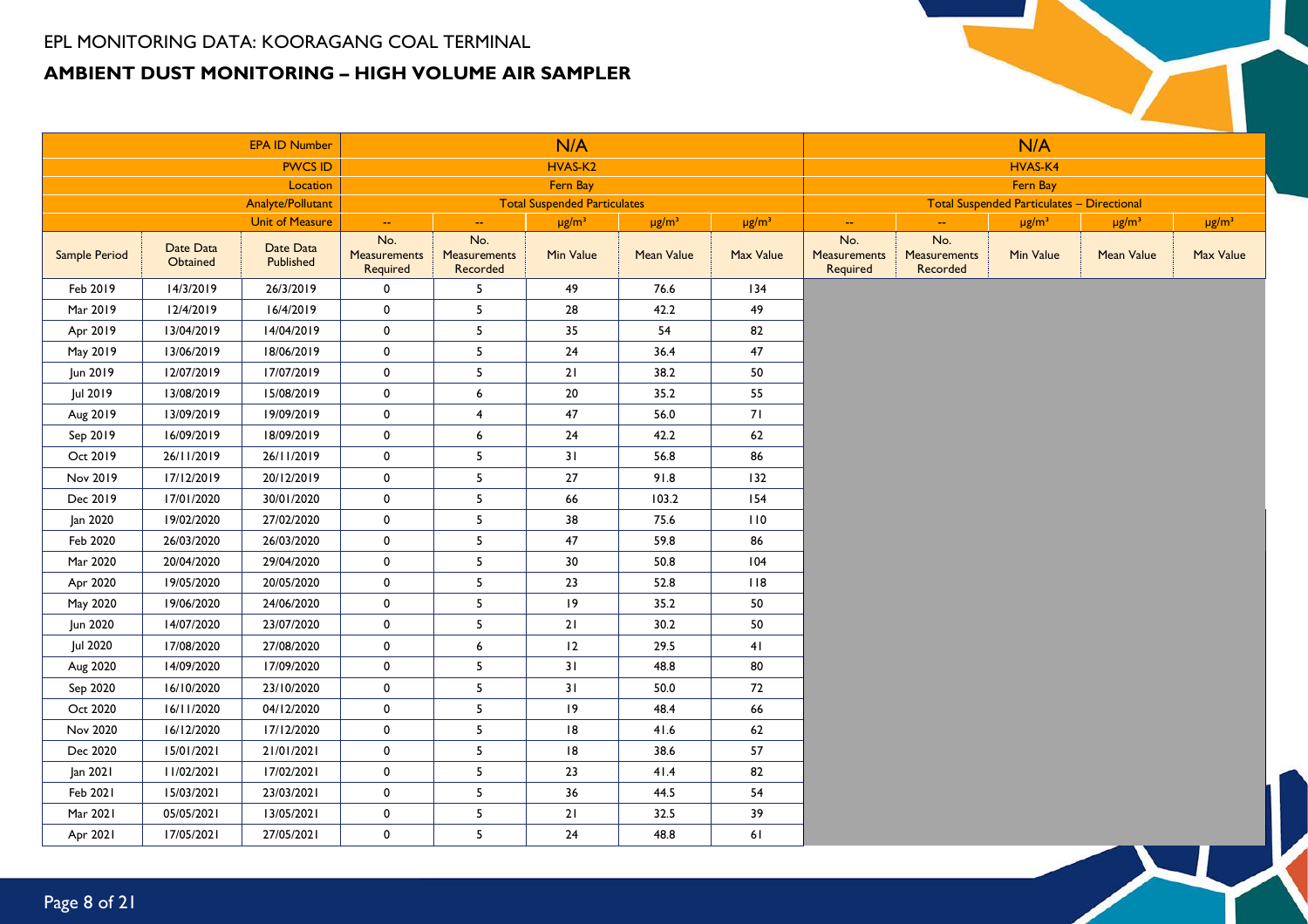EPL MONITORING DATA: KOORAGANG COAL TERMINAL

## AMBIENT DUST MONITORING – HIGH VOLUME AIR SAMPLER

| | | EPA ID Number | N/A | | | | | N/A | | | | |
|---|---|---|---|---|---|---|---|---|---|---|---|---|
| | | PWCS ID | HVAS-K2 | | | | | HVAS-K4 | | | | |
| | | Location | Fern Bay | | | | | Fern Bay | | | | |
| | | Analyte/Pollutant | Total Suspended Particulates | | | | | Total Suspended Particulates – Directional | | | | |
| | | Unit of Measure | -- | -- | μg/m³ | μg/m³ | μg/m³ | -- | -- | μg/m³ | μg/m³ | μg/m³ |
| Sample Period | Date Data Obtained | Date Data Published | No. Measurements Required | No. Measurements Recorded | Min Value | Mean Value | Max Value | No. Measurements Required | No. Measurements Recorded | Min Value | Mean Value | Max Value |
| Feb 2019 | 14/3/2019 | 26/3/2019 | 0 | 5 | 49 | 76.6 | 134 | | | | | |
| Mar 2019 | 12/4/2019 | 16/4/2019 | 0 | 5 | 28 | 42.2 | 49 | | | | | |
| Apr 2019 | 13/04/2019 | 14/04/2019 | 0 | 5 | 35 | 54 | 82 | | | | | |
| May 2019 | 13/06/2019 | 18/06/2019 | 0 | 5 | 24 | 36.4 | 47 | | | | | |
| Jun 2019 | 12/07/2019 | 17/07/2019 | 0 | 5 | 21 | 38.2 | 50 | | | | | |
| Jul 2019 | 13/08/2019 | 15/08/2019 | 0 | 6 | 20 | 35.2 | 55 | | | | | |
| Aug 2019 | 13/09/2019 | 19/09/2019 | 0 | 4 | 47 | 56.0 | 71 | | | | | |
| Sep 2019 | 16/09/2019 | 18/09/2019 | 0 | 6 | 24 | 42.2 | 62 | | | | | |
| Oct 2019 | 26/11/2019 | 26/11/2019 | 0 | 5 | 31 | 56.8 | 86 | | | | | |
| Nov 2019 | 17/12/2019 | 20/12/2019 | 0 | 5 | 27 | 91.8 | 132 | | | | | |
| Dec 2019 | 17/01/2020 | 30/01/2020 | 0 | 5 | 66 | 103.2 | 154 | | | | | |
| Jan 2020 | 19/02/2020 | 27/02/2020 | 0 | 5 | 38 | 75.6 | 110 | | | | | |
| Feb 2020 | 26/03/2020 | 26/03/2020 | 0 | 5 | 47 | 59.8 | 86 | | | | | |
| Mar 2020 | 20/04/2020 | 29/04/2020 | 0 | 5 | 30 | 50.8 | 104 | | | | | |
| Apr 2020 | 19/05/2020 | 20/05/2020 | 0 | 5 | 23 | 52.8 | 118 | | | | | |
| May 2020 | 19/06/2020 | 24/06/2020 | 0 | 5 | 19 | 35.2 | 50 | | | | | |
| Jun 2020 | 14/07/2020 | 23/07/2020 | 0 | 5 | 21 | 30.2 | 50 | | | | | |
| Jul 2020 | 17/08/2020 | 27/08/2020 | 0 | 6 | 12 | 29.5 | 41 | | | | | |
| Aug 2020 | 14/09/2020 | 17/09/2020 | 0 | 5 | 31 | 48.8 | 80 | | | | | |
| Sep 2020 | 16/10/2020 | 23/10/2020 | 0 | 5 | 31 | 50.0 | 72 | | | | | |
| Oct 2020 | 16/11/2020 | 04/12/2020 | 0 | 5 | 19 | 48.4 | 66 | | | | | |
| Nov 2020 | 16/12/2020 | 17/12/2020 | 0 | 5 | 18 | 41.6 | 62 | | | | | |
| Dec 2020 | 15/01/2021 | 21/01/2021 | 0 | 5 | 18 | 38.6 | 57 | | | | | |
| Jan 2021 | 11/02/2021 | 17/02/2021 | 0 | 5 | 23 | 41.4 | 82 | | | | | |
| Feb 2021 | 15/03/2021 | 23/03/2021 | 0 | 5 | 36 | 44.5 | 54 | | | | | |
| Mar 2021 | 05/05/2021 | 13/05/2021 | 0 | 5 | 21 | 32.5 | 39 | | | | | |
| Apr 2021 | 17/05/2021 | 27/05/2021 | 0 | 5 | 24 | 48.8 | 61 | | | | | |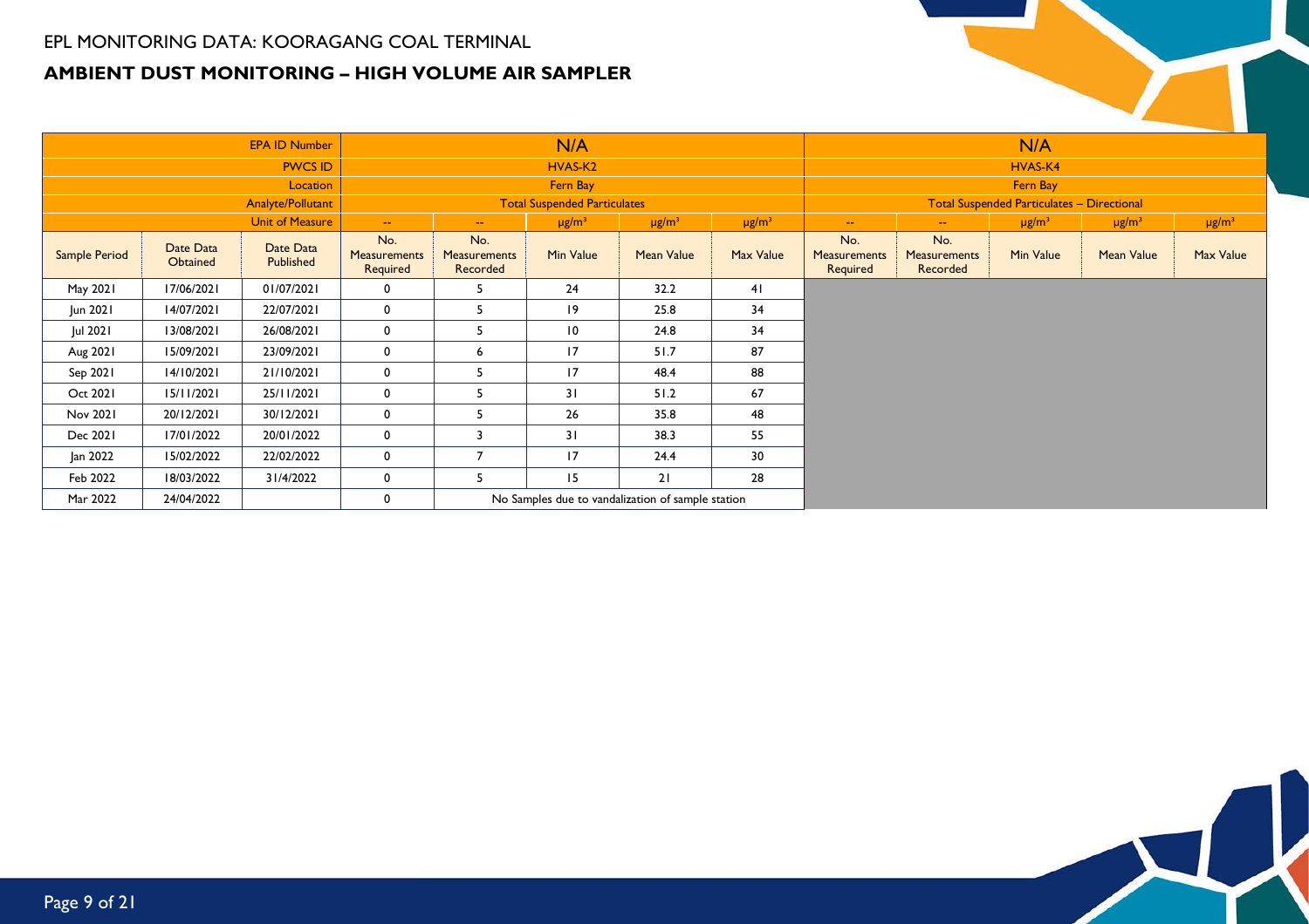EPL MONITORING DATA: KOORAGANG COAL TERMINAL

## AMBIENT DUST MONITORING – HIGH VOLUME AIR SAMPLER

| | | EPA ID Number | N/A | | | | | N/A | | | | |
|---|---|---|---|---|---|---|---|---|---|---|---|---|
| | | PWCS ID | HVAS-K2 | | | | | HVAS-K4 | | | | |
| | | Location | Fern Bay | | | | | Fern Bay | | | | |
| | | Analyte/Pollutant | Total Suspended Particulates | | | | | Total Suspended Particulates – Directional | | | | |
| | | Unit of Measure | -- | -- | µg/m³ | µg/m³ | µg/m³ | -- | -- | µg/m³ | µg/m³ | µg/m³ |
| Sample Period | Date Data Obtained | Date Data Published | No. Measurements Required | No. Measurements Recorded | Min Value | Mean Value | Max Value | No. Measurements Required | No. Measurements Recorded | Min Value | Mean Value | Max Value |
| May 2021 | 17/06/2021 | 01/07/2021 | 0 | 5 | 24 | 32.2 | 41 | | | | | |
| Jun 2021 | 14/07/2021 | 22/07/2021 | 0 | 5 | 19 | 25.8 | 34 | | | | | |
| Jul 2021 | 13/08/2021 | 26/08/2021 | 0 | 5 | 10 | 24.8 | 34 | | | | | |
| Aug 2021 | 15/09/2021 | 23/09/2021 | 0 | 6 | 17 | 51.7 | 87 | | | | | |
| Sep 2021 | 14/10/2021 | 21/10/2021 | 0 | 5 | 17 | 48.4 | 88 | | | | | |
| Oct 2021 | 15/11/2021 | 25/11/2021 | 0 | 5 | 31 | 51.2 | 67 | | | | | |
| Nov 2021 | 20/12/2021 | 30/12/2021 | 0 | 5 | 26 | 35.8 | 48 | | | | | |
| Dec 2021 | 17/01/2022 | 20/01/2022 | 0 | 3 | 31 | 38.3 | 55 | | | | | |
| Jan 2022 | 15/02/2022 | 22/02/2022 | 0 | 7 | 17 | 24.4 | 30 | | | | | |
| Feb 2022 | 18/03/2022 | 31/4/2022 | 0 | 5 | 15 | 21 | 28 | | | | | |
| Mar 2022 | 24/04/2022 | | 0 | No Samples due to vandalization of sample station | | | | | | | | |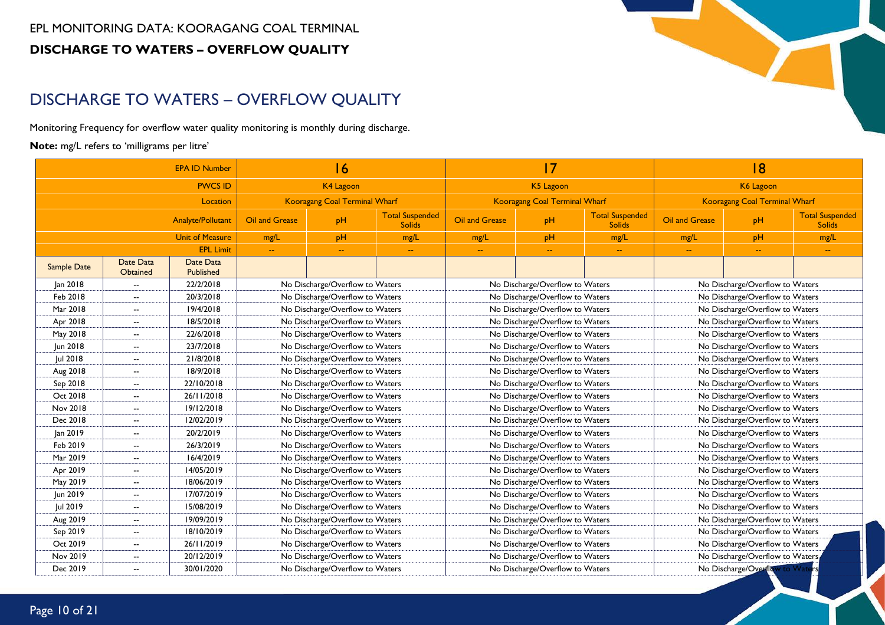EPL MONITORING DATA: KOORAGANG COAL TERMINAL

**DISCHARGE TO WATERS – OVERFLOW QUALITY**

# DISCHARGE TO WATERS – OVERFLOW QUALITY

Monitoring Frequency for overflow water quality monitoring is monthly during discharge.

**Note:** mg/L refers to 'milligrams per litre'

| | | EPA ID Number | 16 | | | 17 | | | 18 | | |
|---|---|---|---|---|---|---|---|---|---|---|---|
| | | PWCS ID | K4 Lagoon | | | K5 Lagoon | | | K6 Lagoon | | |
| | | Location | Kooragang Coal Terminal Wharf | | | Kooragang Coal Terminal Wharf | | | Kooragang Coal Terminal Wharf | | |
| | | Analyte/Pollutant | Oil and Grease | pH | Total Suspended Solids | Oil and Grease | pH | Total Suspended Solids | Oil and Grease | pH | Total Suspended Solids |
| | | Unit of Measure | mg/L | pH | mg/L | mg/L | pH | mg/L | mg/L | pH | mg/L |
| | | EPL Limit | -- | -- | -- | -- | -- | -- | -- | -- | -- |
| Sample Date | Date Data Obtained | Date Data Published | | | | | | | | | |
| Jan 2018 | -- | 22/2/2018 | No Discharge/Overflow to Waters | | | No Discharge/Overflow to Waters | | | No Discharge/Overflow to Waters | | |
| Feb 2018 | -- | 20/3/2018 | No Discharge/Overflow to Waters | | | No Discharge/Overflow to Waters | | | No Discharge/Overflow to Waters | | |
| Mar 2018 | -- | 19/4/2018 | No Discharge/Overflow to Waters | | | No Discharge/Overflow to Waters | | | No Discharge/Overflow to Waters | | |
| Apr 2018 | -- | 18/5/2018 | No Discharge/Overflow to Waters | | | No Discharge/Overflow to Waters | | | No Discharge/Overflow to Waters | | |
| May 2018 | -- | 22/6/2018 | No Discharge/Overflow to Waters | | | No Discharge/Overflow to Waters | | | No Discharge/Overflow to Waters | | |
| Jun 2018 | -- | 23/7/2018 | No Discharge/Overflow to Waters | | | No Discharge/Overflow to Waters | | | No Discharge/Overflow to Waters | | |
| Jul 2018 | -- | 21/8/2018 | No Discharge/Overflow to Waters | | | No Discharge/Overflow to Waters | | | No Discharge/Overflow to Waters | | |
| Aug 2018 | -- | 18/9/2018 | No Discharge/Overflow to Waters | | | No Discharge/Overflow to Waters | | | No Discharge/Overflow to Waters | | |
| Sep 2018 | -- | 22/10/2018 | No Discharge/Overflow to Waters | | | No Discharge/Overflow to Waters | | | No Discharge/Overflow to Waters | | |
| Oct 2018 | -- | 26/11/2018 | No Discharge/Overflow to Waters | | | No Discharge/Overflow to Waters | | | No Discharge/Overflow to Waters | | |
| Nov 2018 | -- | 19/12/2018 | No Discharge/Overflow to Waters | | | No Discharge/Overflow to Waters | | | No Discharge/Overflow to Waters | | |
| Dec 2018 | -- | 12/02/2019 | No Discharge/Overflow to Waters | | | No Discharge/Overflow to Waters | | | No Discharge/Overflow to Waters | | |
| Jan 2019 | -- | 20/2/2019 | No Discharge/Overflow to Waters | | | No Discharge/Overflow to Waters | | | No Discharge/Overflow to Waters | | |
| Feb 2019 | -- | 26/3/2019 | No Discharge/Overflow to Waters | | | No Discharge/Overflow to Waters | | | No Discharge/Overflow to Waters | | |
| Mar 2019 | -- | 16/4/2019 | No Discharge/Overflow to Waters | | | No Discharge/Overflow to Waters | | | No Discharge/Overflow to Waters | | |
| Apr 2019 | -- | 14/05/2019 | No Discharge/Overflow to Waters | | | No Discharge/Overflow to Waters | | | No Discharge/Overflow to Waters | | |
| May 2019 | -- | 18/06/2019 | No Discharge/Overflow to Waters | | | No Discharge/Overflow to Waters | | | No Discharge/Overflow to Waters | | |
| Jun 2019 | -- | 17/07/2019 | No Discharge/Overflow to Waters | | | No Discharge/Overflow to Waters | | | No Discharge/Overflow to Waters | | |
| Jul 2019 | -- | 15/08/2019 | No Discharge/Overflow to Waters | | | No Discharge/Overflow to Waters | | | No Discharge/Overflow to Waters | | |
| Aug 2019 | -- | 19/09/2019 | No Discharge/Overflow to Waters | | | No Discharge/Overflow to Waters | | | No Discharge/Overflow to Waters | | |
| Sep 2019 | -- | 18/10/2019 | No Discharge/Overflow to Waters | | | No Discharge/Overflow to Waters | | | No Discharge/Overflow to Waters | | |
| Oct 2019 | -- | 26/11/2019 | No Discharge/Overflow to Waters | | | No Discharge/Overflow to Waters | | | No Discharge/Overflow to Waters | | |
| Nov 2019 | -- | 20/12/2019 | No Discharge/Overflow to Waters | | | No Discharge/Overflow to Waters | | | No Discharge/Overflow to Waters | | |
| Dec 2019 | -- | 30/01/2020 | No Discharge/Overflow to Waters | | | No Discharge/Overflow to Waters | | | No Discharge/Overflow to Waters | | |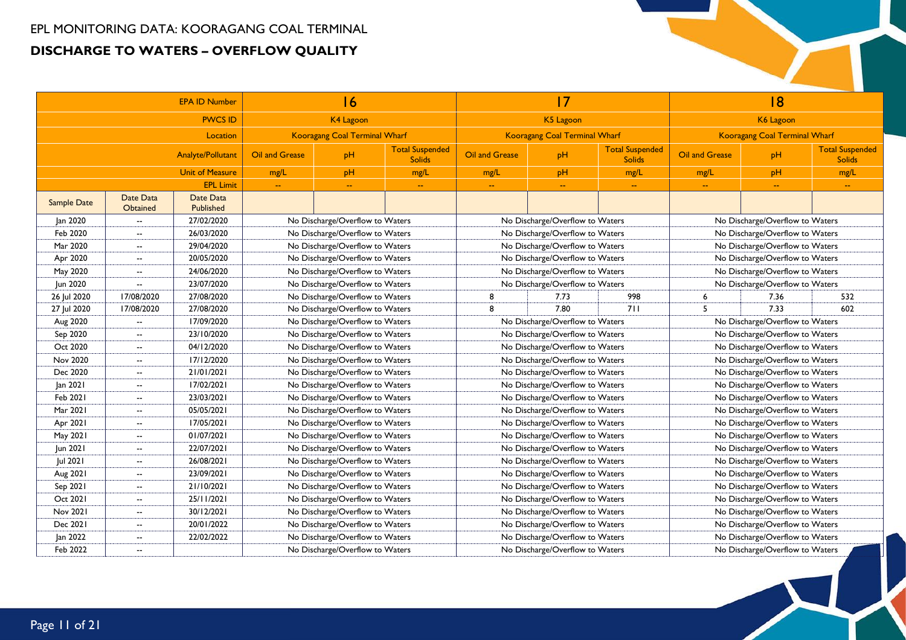EPL MONITORING DATA: KOORAGANG COAL TERMINAL

## DISCHARGE TO WATERS – OVERFLOW QUALITY

| | | EPA ID Number | 16 | | | 17 | | | 18 | | |
|---|---|---|---|---|---|---|---|---|---|---|---|
| | | PWCS ID | K4 Lagoon | | | K5 Lagoon | | | K6 Lagoon | | |
| | | Location | Kooragang Coal Terminal Wharf | | | Kooragang Coal Terminal Wharf | | | Kooragang Coal Terminal Wharf | | |
| | | Analyte/Pollutant | Oil and Grease | pH | Total Suspended Solids | Oil and Grease | pH | Total Suspended Solids | Oil and Grease | pH | Total Suspended Solids |
| | | Unit of Measure | mg/L | pH | mg/L | mg/L | pH | mg/L | mg/L | pH | mg/L |
| | | EPL Limit | -- | -- | -- | -- | -- | -- | -- | -- | -- |
| Sample Date | Date Data Obtained | Date Data Published | | | | | | | | | |
| Jan 2020 | -- | 27/02/2020 | No Discharge/Overflow to Waters | | | No Discharge/Overflow to Waters | | | No Discharge/Overflow to Waters | | |
| Feb 2020 | -- | 26/03/2020 | No Discharge/Overflow to Waters | | | No Discharge/Overflow to Waters | | | No Discharge/Overflow to Waters | | |
| Mar 2020 | -- | 29/04/2020 | No Discharge/Overflow to Waters | | | No Discharge/Overflow to Waters | | | No Discharge/Overflow to Waters | | |
| Apr 2020 | -- | 20/05/2020 | No Discharge/Overflow to Waters | | | No Discharge/Overflow to Waters | | | No Discharge/Overflow to Waters | | |
| May 2020 | -- | 24/06/2020 | No Discharge/Overflow to Waters | | | No Discharge/Overflow to Waters | | | No Discharge/Overflow to Waters | | |
| Jun 2020 | -- | 23/07/2020 | No Discharge/Overflow to Waters | | | No Discharge/Overflow to Waters | | | No Discharge/Overflow to Waters | | |
| 26 Jul 2020 | 17/08/2020 | 27/08/2020 | No Discharge/Overflow to Waters | | | 8 | 7.73 | 998 | 6 | 7.36 | 532 |
| 27 Jul 2020 | 17/08/2020 | 27/08/2020 | No Discharge/Overflow to Waters | | | 8 | 7.80 | 711 | 5 | 7.33 | 602 |
| Aug 2020 | -- | 17/09/2020 | No Discharge/Overflow to Waters | | | No Discharge/Overflow to Waters | | | No Discharge/Overflow to Waters | | |
| Sep 2020 | -- | 23/10/2020 | No Discharge/Overflow to Waters | | | No Discharge/Overflow to Waters | | | No Discharge/Overflow to Waters | | |
| Oct 2020 | -- | 04/12/2020 | No Discharge/Overflow to Waters | | | No Discharge/Overflow to Waters | | | No Discharge/Overflow to Waters | | |
| Nov 2020 | -- | 17/12/2020 | No Discharge/Overflow to Waters | | | No Discharge/Overflow to Waters | | | No Discharge/Overflow to Waters | | |
| Dec 2020 | -- | 21/01/2021 | No Discharge/Overflow to Waters | | | No Discharge/Overflow to Waters | | | No Discharge/Overflow to Waters | | |
| Jan 2021 | -- | 17/02/2021 | No Discharge/Overflow to Waters | | | No Discharge/Overflow to Waters | | | No Discharge/Overflow to Waters | | |
| Feb 2021 | -- | 23/03/2021 | No Discharge/Overflow to Waters | | | No Discharge/Overflow to Waters | | | No Discharge/Overflow to Waters | | |
| Mar 2021 | -- | 05/05/2021 | No Discharge/Overflow to Waters | | | No Discharge/Overflow to Waters | | | No Discharge/Overflow to Waters | | |
| Apr 2021 | -- | 17/05/2021 | No Discharge/Overflow to Waters | | | No Discharge/Overflow to Waters | | | No Discharge/Overflow to Waters | | |
| May 2021 | -- | 01/07/2021 | No Discharge/Overflow to Waters | | | No Discharge/Overflow to Waters | | | No Discharge/Overflow to Waters | | |
| Jun 2021 | -- | 22/07/2021 | No Discharge/Overflow to Waters | | | No Discharge/Overflow to Waters | | | No Discharge/Overflow to Waters | | |
| Jul 2021 | -- | 26/08/2021 | No Discharge/Overflow to Waters | | | No Discharge/Overflow to Waters | | | No Discharge/Overflow to Waters | | |
| Aug 2021 | -- | 23/09/2021 | No Discharge/Overflow to Waters | | | No Discharge/Overflow to Waters | | | No Discharge/Overflow to Waters | | |
| Sep 2021 | -- | 21/10/2021 | No Discharge/Overflow to Waters | | | No Discharge/Overflow to Waters | | | No Discharge/Overflow to Waters | | |
| Oct 2021 | -- | 25/11/2021 | No Discharge/Overflow to Waters | | | No Discharge/Overflow to Waters | | | No Discharge/Overflow to Waters | | |
| Nov 2021 | -- | 30/12/2021 | No Discharge/Overflow to Waters | | | No Discharge/Overflow to Waters | | | No Discharge/Overflow to Waters | | |
| Dec 2021 | -- | 20/01/2022 | No Discharge/Overflow to Waters | | | No Discharge/Overflow to Waters | | | No Discharge/Overflow to Waters | | |
| Jan 2022 | -- | 22/02/2022 | No Discharge/Overflow to Waters | | | No Discharge/Overflow to Waters | | | No Discharge/Overflow to Waters | | |
| Feb 2022 | -- | | No Discharge/Overflow to Waters | | | No Discharge/Overflow to Waters | | | No Discharge/Overflow to Waters | | |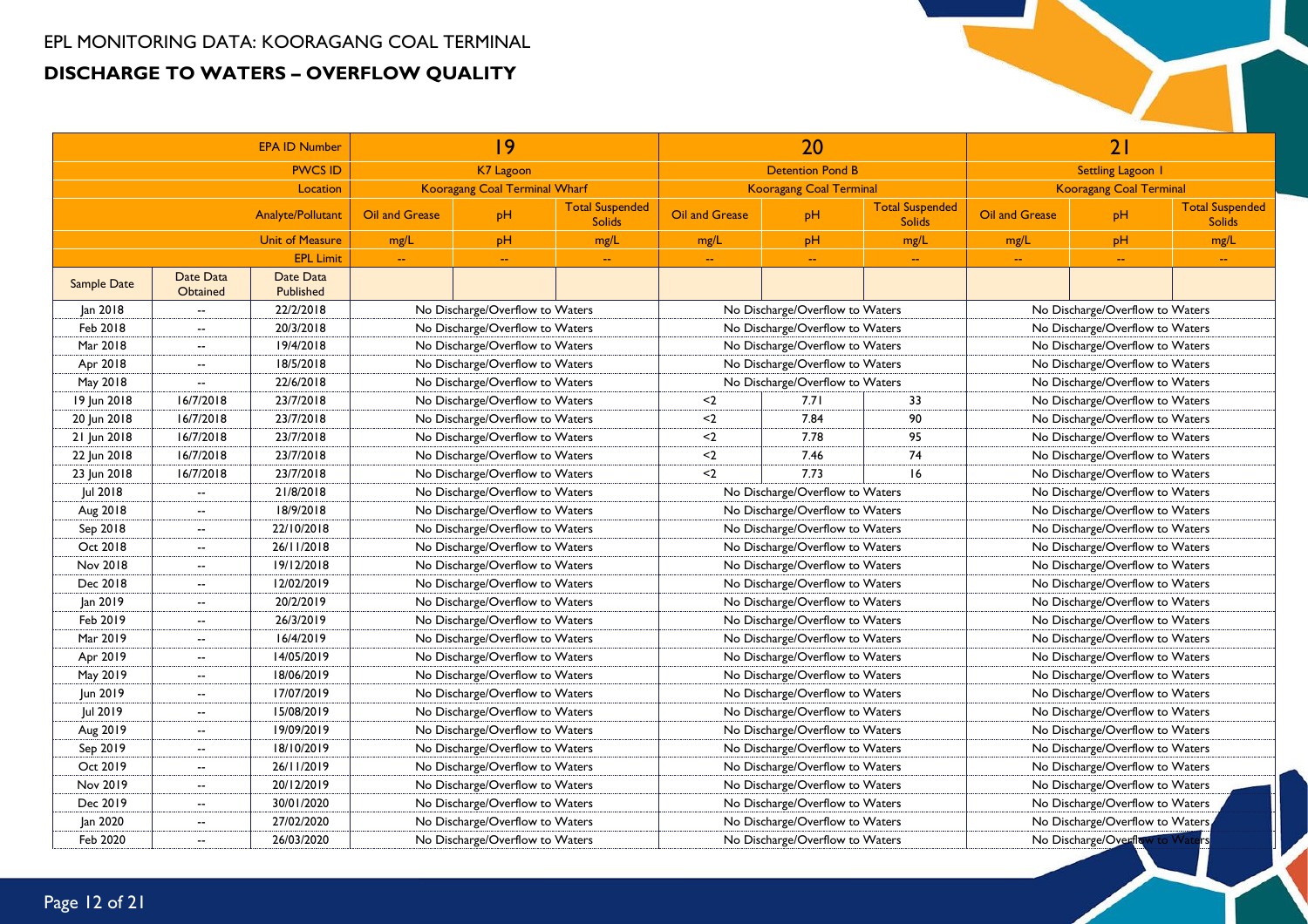# EPL MONITORING DATA: KOORAGANG COAL TERMINAL

## DISCHARGE TO WATERS – OVERFLOW QUALITY

| | | EPA ID Number | 19 | | | 20 | | | 21 | | |
|---|---|---|---|---|---|---|---|---|---|---|---|
| | | PWCS ID | K7 Lagoon | | | Detention Pond B | | | Settling Lagoon 1 | | |
| | | Location | Kooragang Coal Terminal Wharf | | | Kooragang Coal Terminal | | | Kooragang Coal Terminal | | |
| | | Analyte/Pollutant | Oil and Grease | pH | Total Suspended Solids | Oil and Grease | pH | Total Suspended Solids | Oil and Grease | pH | Total Suspended Solids |
| | | Unit of Measure | mg/L | pH | mg/L | mg/L | pH | mg/L | mg/L | pH | mg/L |
| | | EPL Limit | -- | -- | -- | -- | -- | -- | -- | -- | -- |
| Sample Date | Date Data Obtained | Date Data Published | | | | | | | | | |
| Jan 2018 | -- | 22/2/2018 | No Discharge/Overflow to Waters | | | No Discharge/Overflow to Waters | | | No Discharge/Overflow to Waters | | |
| Feb 2018 | -- | 20/3/2018 | No Discharge/Overflow to Waters | | | No Discharge/Overflow to Waters | | | No Discharge/Overflow to Waters | | |
| Mar 2018 | -- | 19/4/2018 | No Discharge/Overflow to Waters | | | No Discharge/Overflow to Waters | | | No Discharge/Overflow to Waters | | |
| Apr 2018 | -- | 18/5/2018 | No Discharge/Overflow to Waters | | | No Discharge/Overflow to Waters | | | No Discharge/Overflow to Waters | | |
| May 2018 | -- | 22/6/2018 | No Discharge/Overflow to Waters | | | No Discharge/Overflow to Waters | | | No Discharge/Overflow to Waters | | |
| 19 Jun 2018 | 16/7/2018 | 23/7/2018 | No Discharge/Overflow to Waters | | | <2 | 7.71 | 33 | No Discharge/Overflow to Waters | | |
| 20 Jun 2018 | 16/7/2018 | 23/7/2018 | No Discharge/Overflow to Waters | | | <2 | 7.84 | 90 | No Discharge/Overflow to Waters | | |
| 21 Jun 2018 | 16/7/2018 | 23/7/2018 | No Discharge/Overflow to Waters | | | <2 | 7.78 | 95 | No Discharge/Overflow to Waters | | |
| 22 Jun 2018 | 16/7/2018 | 23/7/2018 | No Discharge/Overflow to Waters | | | <2 | 7.46 | 74 | No Discharge/Overflow to Waters | | |
| 23 Jun 2018 | 16/7/2018 | 23/7/2018 | No Discharge/Overflow to Waters | | | <2 | 7.73 | 16 | No Discharge/Overflow to Waters | | |
| Jul 2018 | -- | 21/8/2018 | No Discharge/Overflow to Waters | | | No Discharge/Overflow to Waters | | | No Discharge/Overflow to Waters | | |
| Aug 2018 | -- | 18/9/2018 | No Discharge/Overflow to Waters | | | No Discharge/Overflow to Waters | | | No Discharge/Overflow to Waters | | |
| Sep 2018 | -- | 22/10/2018 | No Discharge/Overflow to Waters | | | No Discharge/Overflow to Waters | | | No Discharge/Overflow to Waters | | |
| Oct 2018 | -- | 26/11/2018 | No Discharge/Overflow to Waters | | | No Discharge/Overflow to Waters | | | No Discharge/Overflow to Waters | | |
| Nov 2018 | -- | 19/12/2018 | No Discharge/Overflow to Waters | | | No Discharge/Overflow to Waters | | | No Discharge/Overflow to Waters | | |
| Dec 2018 | -- | 12/02/2019 | No Discharge/Overflow to Waters | | | No Discharge/Overflow to Waters | | | No Discharge/Overflow to Waters | | |
| Jan 2019 | -- | 20/2/2019 | No Discharge/Overflow to Waters | | | No Discharge/Overflow to Waters | | | No Discharge/Overflow to Waters | | |
| Feb 2019 | -- | 26/3/2019 | No Discharge/Overflow to Waters | | | No Discharge/Overflow to Waters | | | No Discharge/Overflow to Waters | | |
| Mar 2019 | -- | 16/4/2019 | No Discharge/Overflow to Waters | | | No Discharge/Overflow to Waters | | | No Discharge/Overflow to Waters | | |
| Apr 2019 | -- | 14/05/2019 | No Discharge/Overflow to Waters | | | No Discharge/Overflow to Waters | | | No Discharge/Overflow to Waters | | |
| May 2019 | -- | 18/06/2019 | No Discharge/Overflow to Waters | | | No Discharge/Overflow to Waters | | | No Discharge/Overflow to Waters | | |
| Jun 2019 | -- | 17/07/2019 | No Discharge/Overflow to Waters | | | No Discharge/Overflow to Waters | | | No Discharge/Overflow to Waters | | |
| Jul 2019 | -- | 15/08/2019 | No Discharge/Overflow to Waters | | | No Discharge/Overflow to Waters | | | No Discharge/Overflow to Waters | | |
| Aug 2019 | -- | 19/09/2019 | No Discharge/Overflow to Waters | | | No Discharge/Overflow to Waters | | | No Discharge/Overflow to Waters | | |
| Sep 2019 | -- | 18/10/2019 | No Discharge/Overflow to Waters | | | No Discharge/Overflow to Waters | | | No Discharge/Overflow to Waters | | |
| Oct 2019 | -- | 26/11/2019 | No Discharge/Overflow to Waters | | | No Discharge/Overflow to Waters | | | No Discharge/Overflow to Waters | | |
| Nov 2019 | -- | 20/12/2019 | No Discharge/Overflow to Waters | | | No Discharge/Overflow to Waters | | | No Discharge/Overflow to Waters | | |
| Dec 2019 | -- | 30/01/2020 | No Discharge/Overflow to Waters | | | No Discharge/Overflow to Waters | | | No Discharge/Overflow to Waters | | |
| Jan 2020 | -- | 27/02/2020 | No Discharge/Overflow to Waters | | | No Discharge/Overflow to Waters | | | No Discharge/Overflow to Waters | | |
| Feb 2020 | -- | 26/03/2020 | No Discharge/Overflow to Waters | | | No Discharge/Overflow to Waters | | | No Discharge/Overflow to Waters | | |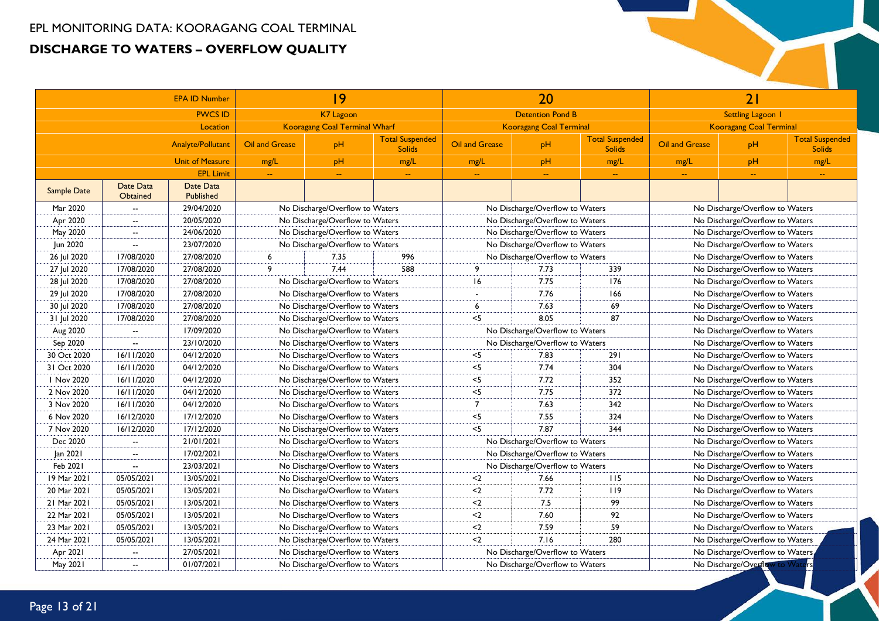EPL MONITORING DATA: KOORAGANG COAL TERMINAL

## DISCHARGE TO WATERS – OVERFLOW QUALITY

| | | EPA ID Number | 19 | | | 20 | | | 21 | | |
|---|---|---|---|---|---|---|---|---|---|---|---|
| | | PWCS ID | K7 Lagoon | | | Detention Pond B | | | Settling Lagoon 1 | | |
| | | Location | Kooragang Coal Terminal Wharf | | | Kooragang Coal Terminal | | | Kooragang Coal Terminal | | |
| | | Analyte/Pollutant | Oil and Grease | pH | Total Suspended Solids | Oil and Grease | pH | Total Suspended Solids | Oil and Grease | pH | Total Suspended Solids |
| | | Unit of Measure | mg/L | pH | mg/L | mg/L | pH | mg/L | mg/L | pH | mg/L |
| | | EPL Limit | -- | -- | -- | -- | -- | -- | -- | -- | -- |
| Sample Date | Date Data Obtained | Date Data Published | | | | | | | | | |
| Mar 2020 | -- | 29/04/2020 | No Discharge/Overflow to Waters | | | No Discharge/Overflow to Waters | | | No Discharge/Overflow to Waters | | |
| Apr 2020 | -- | 20/05/2020 | No Discharge/Overflow to Waters | | | No Discharge/Overflow to Waters | | | No Discharge/Overflow to Waters | | |
| May 2020 | -- | 24/06/2020 | No Discharge/Overflow to Waters | | | No Discharge/Overflow to Waters | | | No Discharge/Overflow to Waters | | |
| Jun 2020 | -- | 23/07/2020 | No Discharge/Overflow to Waters | | | No Discharge/Overflow to Waters | | | No Discharge/Overflow to Waters | | |
| 26 Jul 2020 | 17/08/2020 | 27/08/2020 | 6 | 7.35 | 996 | No Discharge/Overflow to Waters | | | No Discharge/Overflow to Waters | | |
| 27 Jul 2020 | 17/08/2020 | 27/08/2020 | 9 | 7.44 | 588 | 9 | 7.73 | 339 | No Discharge/Overflow to Waters | | |
| 28 Jul 2020 | 17/08/2020 | 27/08/2020 | No Discharge/Overflow to Waters | | | 16 | 7.75 | 176 | No Discharge/Overflow to Waters | | |
| 29 Jul 2020 | 17/08/2020 | 27/08/2020 | No Discharge/Overflow to Waters | | | - | 7.76 | 166 | No Discharge/Overflow to Waters | | |
| 30 Jul 2020 | 17/08/2020 | 27/08/2020 | No Discharge/Overflow to Waters | | | 6 | 7.63 | 69 | No Discharge/Overflow to Waters | | |
| 31 Jul 2020 | 17/08/2020 | 27/08/2020 | No Discharge/Overflow to Waters | | | <5 | 8.05 | 87 | No Discharge/Overflow to Waters | | |
| Aug 2020 | -- | 17/09/2020 | No Discharge/Overflow to Waters | | | No Discharge/Overflow to Waters | | | No Discharge/Overflow to Waters | | |
| Sep 2020 | -- | 23/10/2020 | No Discharge/Overflow to Waters | | | No Discharge/Overflow to Waters | | | No Discharge/Overflow to Waters | | |
| 30 Oct 2020 | 16/11/2020 | 04/12/2020 | No Discharge/Overflow to Waters | | | <5 | 7.83 | 291 | No Discharge/Overflow to Waters | | |
| 31 Oct 2020 | 16/11/2020 | 04/12/2020 | No Discharge/Overflow to Waters | | | <5 | 7.74 | 304 | No Discharge/Overflow to Waters | | |
| 1 Nov 2020 | 16/11/2020 | 04/12/2020 | No Discharge/Overflow to Waters | | | <5 | 7.72 | 352 | No Discharge/Overflow to Waters | | |
| 2 Nov 2020 | 16/11/2020 | 04/12/2020 | No Discharge/Overflow to Waters | | | <5 | 7.75 | 372 | No Discharge/Overflow to Waters | | |
| 3 Nov 2020 | 16/11/2020 | 04/12/2020 | No Discharge/Overflow to Waters | | | 7 | 7.63 | 342 | No Discharge/Overflow to Waters | | |
| 6 Nov 2020 | 16/12/2020 | 17/12/2020 | No Discharge/Overflow to Waters | | | <5 | 7.55 | 324 | No Discharge/Overflow to Waters | | |
| 7 Nov 2020 | 16/12/2020 | 17/12/2020 | No Discharge/Overflow to Waters | | | <5 | 7.87 | 344 | No Discharge/Overflow to Waters | | |
| Dec 2020 | -- | 21/01/2021 | No Discharge/Overflow to Waters | | | No Discharge/Overflow to Waters | | | No Discharge/Overflow to Waters | | |
| Jan 2021 | -- | 17/02/2021 | No Discharge/Overflow to Waters | | | No Discharge/Overflow to Waters | | | No Discharge/Overflow to Waters | | |
| Feb 2021 | -- | 23/03/2021 | No Discharge/Overflow to Waters | | | No Discharge/Overflow to Waters | | | No Discharge/Overflow to Waters | | |
| 19 Mar 2021 | 05/05/2021 | 13/05/2021 | No Discharge/Overflow to Waters | | | <2 | 7.66 | 115 | No Discharge/Overflow to Waters | | |
| 20 Mar 2021 | 05/05/2021 | 13/05/2021 | No Discharge/Overflow to Waters | | | <2 | 7.72 | 119 | No Discharge/Overflow to Waters | | |
| 21 Mar 2021 | 05/05/2021 | 13/05/2021 | No Discharge/Overflow to Waters | | | <2 | 7.5 | 99 | No Discharge/Overflow to Waters | | |
| 22 Mar 2021 | 05/05/2021 | 13/05/2021 | No Discharge/Overflow to Waters | | | <2 | 7.60 | 92 | No Discharge/Overflow to Waters | | |
| 23 Mar 2021 | 05/05/2021 | 13/05/2021 | No Discharge/Overflow to Waters | | | <2 | 7.59 | 59 | No Discharge/Overflow to Waters | | |
| 24 Mar 2021 | 05/05/2021 | 13/05/2021 | No Discharge/Overflow to Waters | | | <2 | 7.16 | 280 | No Discharge/Overflow to Waters | | |
| Apr 2021 | -- | 27/05/2021 | No Discharge/Overflow to Waters | | | No Discharge/Overflow to Waters | | | No Discharge/Overflow to Waters | | |
| May 2021 | -- | 01/07/2021 | No Discharge/Overflow to Waters | | | No Discharge/Overflow to Waters | | | No Discharge/Overflow to Waters | | |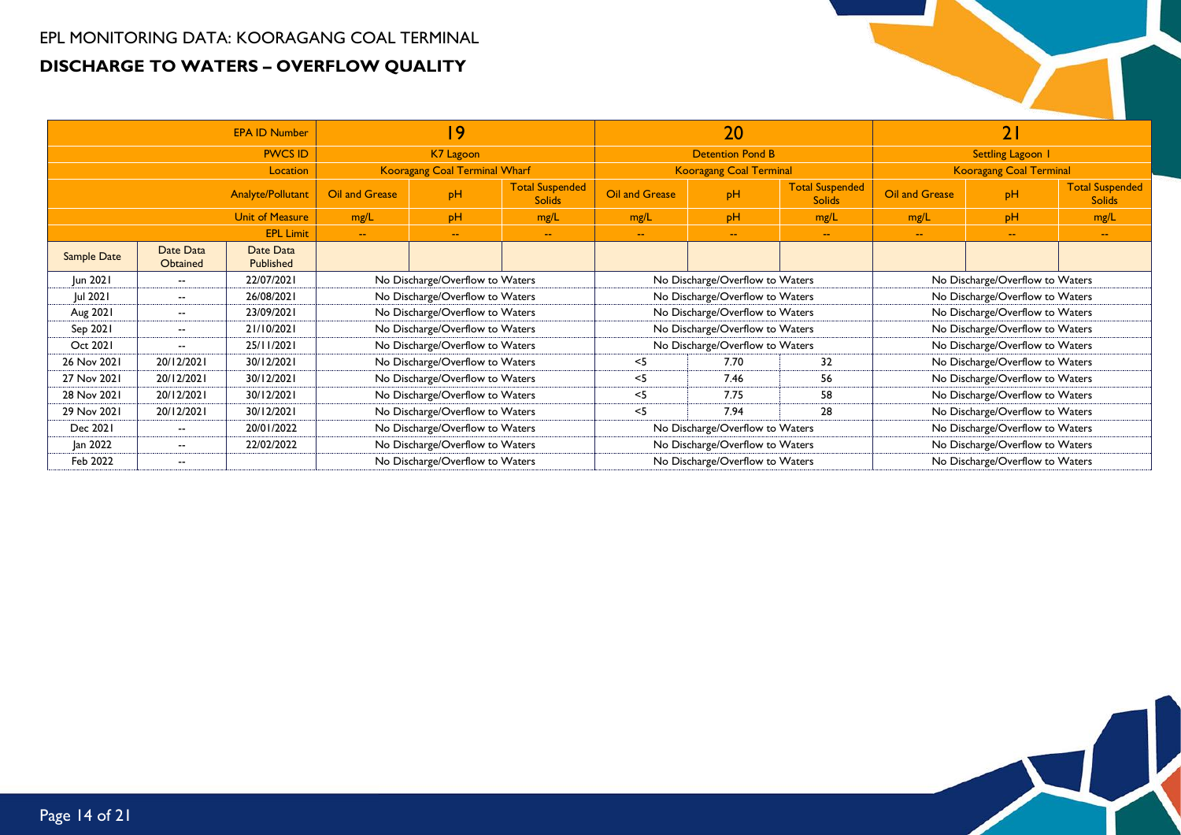EPL MONITORING DATA: KOORAGANG COAL TERMINAL

## DISCHARGE TO WATERS – OVERFLOW QUALITY

| | | EPA ID Number | 19 | | | 20 | | | 21 | | |
|---|---|---|---|---|---|---|---|---|---|---|---|
| | | PWCS ID | K7 Lagoon | | | Detention Pond B | | | Settling Lagoon 1 | | |
| | | Location | Kooragang Coal Terminal Wharf | | | Kooragang Coal Terminal | | | Kooragang Coal Terminal | | |
| | | Analyte/Pollutant | Oil and Grease | pH | Total Suspended Solids | Oil and Grease | pH | Total Suspended Solids | Oil and Grease | pH | Total Suspended Solids |
| | | Unit of Measure | mg/L | pH | mg/L | mg/L | pH | mg/L | mg/L | pH | mg/L |
| | | EPL Limit | -- | -- | -- | -- | -- | -- | -- | -- | -- |
| Sample Date | Date Data Obtained | Date Data Published | | | | | | | | | |
| Jun 2021 | -- | 22/07/2021 | No Discharge/Overflow to Waters | | | No Discharge/Overflow to Waters | | | No Discharge/Overflow to Waters | | |
| Jul 2021 | -- | 26/08/2021 | No Discharge/Overflow to Waters | | | No Discharge/Overflow to Waters | | | No Discharge/Overflow to Waters | | |
| Aug 2021 | -- | 23/09/2021 | No Discharge/Overflow to Waters | | | No Discharge/Overflow to Waters | | | No Discharge/Overflow to Waters | | |
| Sep 2021 | -- | 21/10/2021 | No Discharge/Overflow to Waters | | | No Discharge/Overflow to Waters | | | No Discharge/Overflow to Waters | | |
| Oct 2021 | -- | 25/11/2021 | No Discharge/Overflow to Waters | | | No Discharge/Overflow to Waters | | | No Discharge/Overflow to Waters | | |
| 26 Nov 2021 | 20/12/2021 | 30/12/2021 | No Discharge/Overflow to Waters | | | <5 | 7.70 | 32 | No Discharge/Overflow to Waters | | |
| 27 Nov 2021 | 20/12/2021 | 30/12/2021 | No Discharge/Overflow to Waters | | | <5 | 7.46 | 56 | No Discharge/Overflow to Waters | | |
| 28 Nov 2021 | 20/12/2021 | 30/12/2021 | No Discharge/Overflow to Waters | | | <5 | 7.75 | 58 | No Discharge/Overflow to Waters | | |
| 29 Nov 2021 | 20/12/2021 | 30/12/2021 | No Discharge/Overflow to Waters | | | <5 | 7.94 | 28 | No Discharge/Overflow to Waters | | |
| Dec 2021 | -- | 20/01/2022 | No Discharge/Overflow to Waters | | | No Discharge/Overflow to Waters | | | No Discharge/Overflow to Waters | | |
| Jan 2022 | -- | 22/02/2022 | No Discharge/Overflow to Waters | | | No Discharge/Overflow to Waters | | | No Discharge/Overflow to Waters | | |
| Feb 2022 | -- | | No Discharge/Overflow to Waters | | | No Discharge/Overflow to Waters | | | No Discharge/Overflow to Waters | | |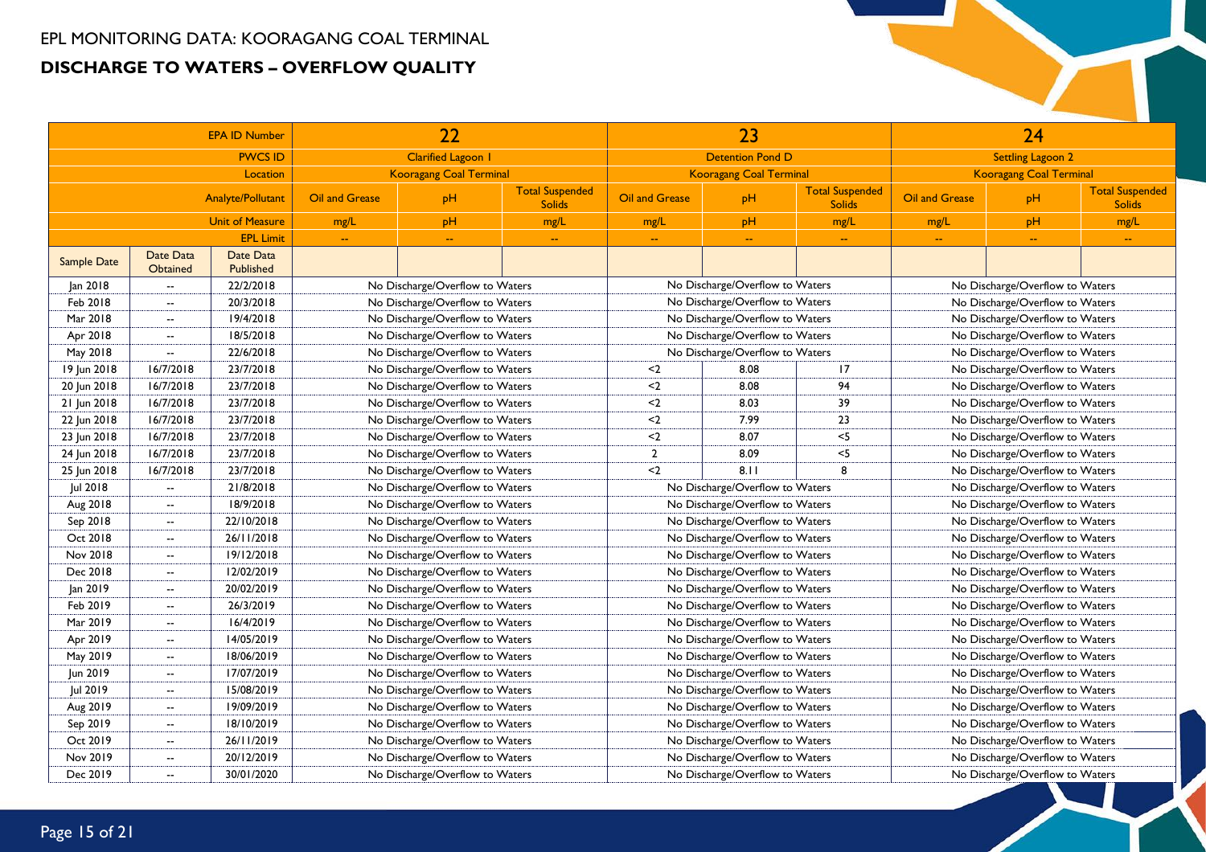EPL MONITORING DATA: KOORAGANG COAL TERMINAL

## DISCHARGE TO WATERS – OVERFLOW QUALITY

| | | EPA ID Number | 22 | | | 23 | | | 24 | | |
|---|---|---|---|---|---|---|---|---|---|---|---|
| | | PWCS ID | Clarified Lagoon 1 | | | Detention Pond D | | | Settling Lagoon 2 | | |
| | | Location | Kooragang Coal Terminal | | | Kooragang Coal Terminal | | | Kooragang Coal Terminal | | |
| | | Analyte/Pollutant | Oil and Grease | pH | Total Suspended Solids | Oil and Grease | pH | Total Suspended Solids | Oil and Grease | pH | Total Suspended Solids |
| | | Unit of Measure | mg/L | pH | mg/L | mg/L | pH | mg/L | mg/L | pH | mg/L |
| | | EPL Limit | -- | -- | -- | -- | -- | -- | -- | -- | -- |
| Sample Date | Date Data Obtained | Date Data Published | | | | | | | | | |
| Jan 2018 | -- | 22/2/2018 | No Discharge/Overflow to Waters | | | No Discharge/Overflow to Waters | | | No Discharge/Overflow to Waters | | |
| Feb 2018 | -- | 20/3/2018 | No Discharge/Overflow to Waters | | | No Discharge/Overflow to Waters | | | No Discharge/Overflow to Waters | | |
| Mar 2018 | -- | 19/4/2018 | No Discharge/Overflow to Waters | | | No Discharge/Overflow to Waters | | | No Discharge/Overflow to Waters | | |
| Apr 2018 | -- | 18/5/2018 | No Discharge/Overflow to Waters | | | No Discharge/Overflow to Waters | | | No Discharge/Overflow to Waters | | |
| May 2018 | -- | 22/6/2018 | No Discharge/Overflow to Waters | | | No Discharge/Overflow to Waters | | | No Discharge/Overflow to Waters | | |
| 19 Jun 2018 | 16/7/2018 | 23/7/2018 | No Discharge/Overflow to Waters | | | <2 | 8.08 | 17 | No Discharge/Overflow to Waters | | |
| 20 Jun 2018 | 16/7/2018 | 23/7/2018 | No Discharge/Overflow to Waters | | | <2 | 8.08 | 94 | No Discharge/Overflow to Waters | | |
| 21 Jun 2018 | 16/7/2018 | 23/7/2018 | No Discharge/Overflow to Waters | | | <2 | 8.03 | 39 | No Discharge/Overflow to Waters | | |
| 22 Jun 2018 | 16/7/2018 | 23/7/2018 | No Discharge/Overflow to Waters | | | <2 | 7.99 | 23 | No Discharge/Overflow to Waters | | |
| 23 Jun 2018 | 16/7/2018 | 23/7/2018 | No Discharge/Overflow to Waters | | | <2 | 8.07 | <5 | No Discharge/Overflow to Waters | | |
| 24 Jun 2018 | 16/7/2018 | 23/7/2018 | No Discharge/Overflow to Waters | | | 2 | 8.09 | <5 | No Discharge/Overflow to Waters | | |
| 25 Jun 2018 | 16/7/2018 | 23/7/2018 | No Discharge/Overflow to Waters | | | <2 | 8.11 | 8 | No Discharge/Overflow to Waters | | |
| Jul 2018 | -- | 21/8/2018 | No Discharge/Overflow to Waters | | | No Discharge/Overflow to Waters | | | No Discharge/Overflow to Waters | | |
| Aug 2018 | -- | 18/9/2018 | No Discharge/Overflow to Waters | | | No Discharge/Overflow to Waters | | | No Discharge/Overflow to Waters | | |
| Sep 2018 | -- | 22/10/2018 | No Discharge/Overflow to Waters | | | No Discharge/Overflow to Waters | | | No Discharge/Overflow to Waters | | |
| Oct 2018 | -- | 26/11/2018 | No Discharge/Overflow to Waters | | | No Discharge/Overflow to Waters | | | No Discharge/Overflow to Waters | | |
| Nov 2018 | -- | 19/12/2018 | No Discharge/Overflow to Waters | | | No Discharge/Overflow to Waters | | | No Discharge/Overflow to Waters | | |
| Dec 2018 | -- | 12/02/2019 | No Discharge/Overflow to Waters | | | No Discharge/Overflow to Waters | | | No Discharge/Overflow to Waters | | |
| Jan 2019 | -- | 20/02/2019 | No Discharge/Overflow to Waters | | | No Discharge/Overflow to Waters | | | No Discharge/Overflow to Waters | | |
| Feb 2019 | -- | 26/3/2019 | No Discharge/Overflow to Waters | | | No Discharge/Overflow to Waters | | | No Discharge/Overflow to Waters | | |
| Mar 2019 | -- | 16/4/2019 | No Discharge/Overflow to Waters | | | No Discharge/Overflow to Waters | | | No Discharge/Overflow to Waters | | |
| Apr 2019 | -- | 14/05/2019 | No Discharge/Overflow to Waters | | | No Discharge/Overflow to Waters | | | No Discharge/Overflow to Waters | | |
| May 2019 | -- | 18/06/2019 | No Discharge/Overflow to Waters | | | No Discharge/Overflow to Waters | | | No Discharge/Overflow to Waters | | |
| Jun 2019 | -- | 17/07/2019 | No Discharge/Overflow to Waters | | | No Discharge/Overflow to Waters | | | No Discharge/Overflow to Waters | | |
| Jul 2019 | -- | 15/08/2019 | No Discharge/Overflow to Waters | | | No Discharge/Overflow to Waters | | | No Discharge/Overflow to Waters | | |
| Aug 2019 | -- | 19/09/2019 | No Discharge/Overflow to Waters | | | No Discharge/Overflow to Waters | | | No Discharge/Overflow to Waters | | |
| Sep 2019 | -- | 18/10/2019 | No Discharge/Overflow to Waters | | | No Discharge/Overflow to Waters | | | No Discharge/Overflow to Waters | | |
| Oct 2019 | -- | 26/11/2019 | No Discharge/Overflow to Waters | | | No Discharge/Overflow to Waters | | | No Discharge/Overflow to Waters | | |
| Nov 2019 | -- | 20/12/2019 | No Discharge/Overflow to Waters | | | No Discharge/Overflow to Waters | | | No Discharge/Overflow to Waters | | |
| Dec 2019 | -- | 30/01/2020 | No Discharge/Overflow to Waters | | | No Discharge/Overflow to Waters | | | No Discharge/Overflow to Waters | | |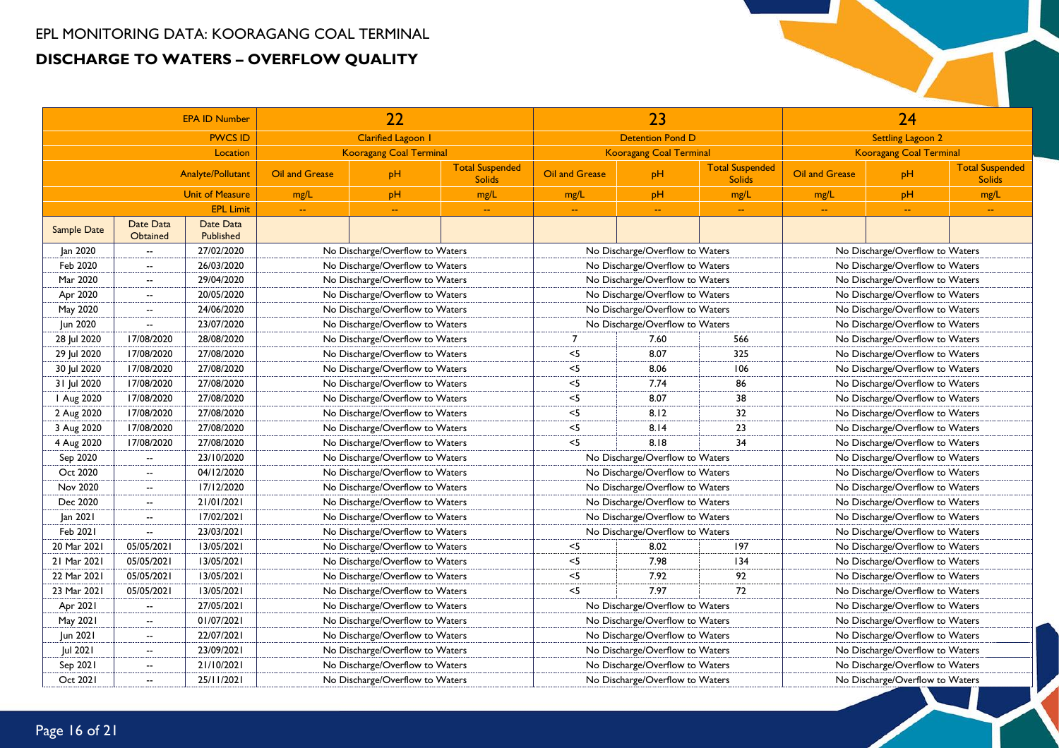# EPL MONITORING DATA: KOORAGANG COAL TERMINAL

## DISCHARGE TO WATERS – OVERFLOW QUALITY

| | | EPA ID Number | 22 | | | 23 | | | 24 | | |
|---|---|---|---|---|---|---|---|---|---|---|---|
| | | PWCS ID | Clarified Lagoon 1 | | | Detention Pond D | | | Settling Lagoon 2 | | |
| | | Location | Kooragang Coal Terminal | | | Kooragang Coal Terminal | | | Kooragang Coal Terminal | | |
| | | Analyte/Pollutant | Oil and Grease | pH | Total Suspended Solids | Oil and Grease | pH | Total Suspended Solids | Oil and Grease | pH | Total Suspended Solids |
| | | Unit of Measure | mg/L | pH | mg/L | mg/L | pH | mg/L | mg/L | pH | mg/L |
| | | EPL Limit | -- | -- | -- | -- | -- | -- | -- | -- | -- |
| Sample Date | Date Data Obtained | Date Data Published | | | | | | | | | |
| Jan 2020 | -- | 27/02/2020 | No Discharge/Overflow to Waters | | | No Discharge/Overflow to Waters | | | No Discharge/Overflow to Waters | | |
| Feb 2020 | -- | 26/03/2020 | No Discharge/Overflow to Waters | | | No Discharge/Overflow to Waters | | | No Discharge/Overflow to Waters | | |
| Mar 2020 | -- | 29/04/2020 | No Discharge/Overflow to Waters | | | No Discharge/Overflow to Waters | | | No Discharge/Overflow to Waters | | |
| Apr 2020 | -- | 20/05/2020 | No Discharge/Overflow to Waters | | | No Discharge/Overflow to Waters | | | No Discharge/Overflow to Waters | | |
| May 2020 | -- | 24/06/2020 | No Discharge/Overflow to Waters | | | No Discharge/Overflow to Waters | | | No Discharge/Overflow to Waters | | |
| Jun 2020 | -- | 23/07/2020 | No Discharge/Overflow to Waters | | | No Discharge/Overflow to Waters | | | No Discharge/Overflow to Waters | | |
| 28 Jul 2020 | 17/08/2020 | 28/08/2020 | No Discharge/Overflow to Waters | | | 7 | 7.60 | 566 | No Discharge/Overflow to Waters | | |
| 29 Jul 2020 | 17/08/2020 | 27/08/2020 | No Discharge/Overflow to Waters | | | <5 | 8.07 | 325 | No Discharge/Overflow to Waters | | |
| 30 Jul 2020 | 17/08/2020 | 27/08/2020 | No Discharge/Overflow to Waters | | | <5 | 8.06 | 106 | No Discharge/Overflow to Waters | | |
| 31 Jul 2020 | 17/08/2020 | 27/08/2020 | No Discharge/Overflow to Waters | | | <5 | 7.74 | 86 | No Discharge/Overflow to Waters | | |
| 1 Aug 2020 | 17/08/2020 | 27/08/2020 | No Discharge/Overflow to Waters | | | <5 | 8.07 | 38 | No Discharge/Overflow to Waters | | |
| 2 Aug 2020 | 17/08/2020 | 27/08/2020 | No Discharge/Overflow to Waters | | | <5 | 8.12 | 32 | No Discharge/Overflow to Waters | | |
| 3 Aug 2020 | 17/08/2020 | 27/08/2020 | No Discharge/Overflow to Waters | | | <5 | 8.14 | 23 | No Discharge/Overflow to Waters | | |
| 4 Aug 2020 | 17/08/2020 | 27/08/2020 | No Discharge/Overflow to Waters | | | <5 | 8.18 | 34 | No Discharge/Overflow to Waters | | |
| Sep 2020 | -- | 23/10/2020 | No Discharge/Overflow to Waters | | | No Discharge/Overflow to Waters | | | No Discharge/Overflow to Waters | | |
| Oct 2020 | -- | 04/12/2020 | No Discharge/Overflow to Waters | | | No Discharge/Overflow to Waters | | | No Discharge/Overflow to Waters | | |
| Nov 2020 | -- | 17/12/2020 | No Discharge/Overflow to Waters | | | No Discharge/Overflow to Waters | | | No Discharge/Overflow to Waters | | |
| Dec 2020 | -- | 21/01/2021 | No Discharge/Overflow to Waters | | | No Discharge/Overflow to Waters | | | No Discharge/Overflow to Waters | | |
| Jan 2021 | -- | 17/02/2021 | No Discharge/Overflow to Waters | | | No Discharge/Overflow to Waters | | | No Discharge/Overflow to Waters | | |
| Feb 2021 | -- | 23/03/2021 | No Discharge/Overflow to Waters | | | No Discharge/Overflow to Waters | | | No Discharge/Overflow to Waters | | |
| 20 Mar 2021 | 05/05/2021 | 13/05/2021 | No Discharge/Overflow to Waters | | | <5 | 8.02 | 197 | No Discharge/Overflow to Waters | | |
| 21 Mar 2021 | 05/05/2021 | 13/05/2021 | No Discharge/Overflow to Waters | | | <5 | 7.98 | 134 | No Discharge/Overflow to Waters | | |
| 22 Mar 2021 | 05/05/2021 | 13/05/2021 | No Discharge/Overflow to Waters | | | <5 | 7.92 | 92 | No Discharge/Overflow to Waters | | |
| 23 Mar 2021 | 05/05/2021 | 13/05/2021 | No Discharge/Overflow to Waters | | | <5 | 7.97 | 72 | No Discharge/Overflow to Waters | | |
| Apr 2021 | -- | 27/05/2021 | No Discharge/Overflow to Waters | | | No Discharge/Overflow to Waters | | | No Discharge/Overflow to Waters | | |
| May 2021 | -- | 01/07/2021 | No Discharge/Overflow to Waters | | | No Discharge/Overflow to Waters | | | No Discharge/Overflow to Waters | | |
| Jun 2021 | -- | 22/07/2021 | No Discharge/Overflow to Waters | | | No Discharge/Overflow to Waters | | | No Discharge/Overflow to Waters | | |
| Jul 2021 | -- | 23/09/2021 | No Discharge/Overflow to Waters | | | No Discharge/Overflow to Waters | | | No Discharge/Overflow to Waters | | |
| Sep 2021 | -- | 21/10/2021 | No Discharge/Overflow to Waters | | | No Discharge/Overflow to Waters | | | No Discharge/Overflow to Waters | | |
| Oct 2021 | -- | 25/11/2021 | No Discharge/Overflow to Waters | | | No Discharge/Overflow to Waters | | | No Discharge/Overflow to Waters | | |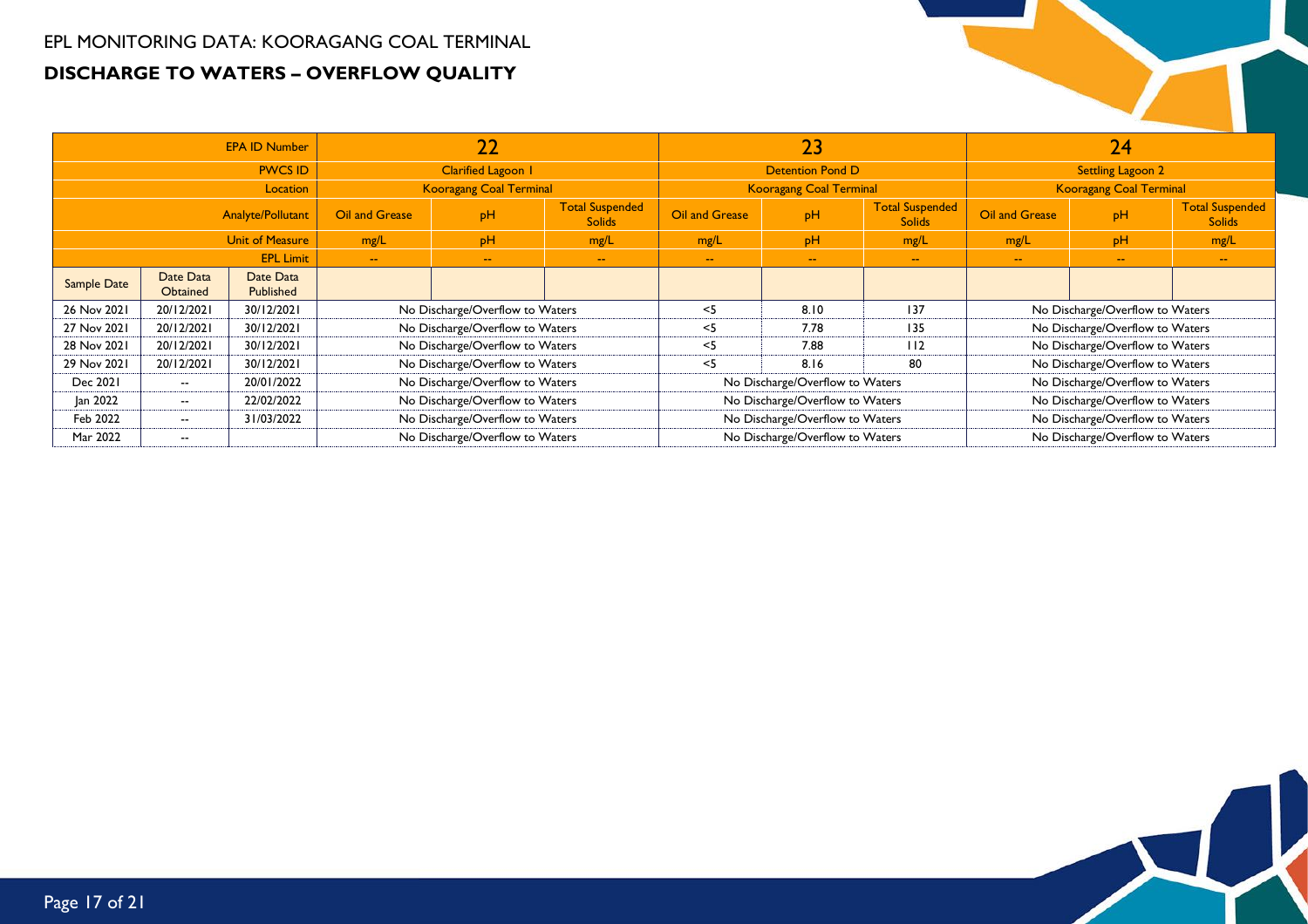EPL MONITORING DATA: KOORAGANG COAL TERMINAL

## DISCHARGE TO WATERS – OVERFLOW QUALITY

| | | EPA ID Number | 22 | | | 23 | | | 24 | | |
|---|---|---|---|---|---|---|---|---|---|---|---|
| | | PWCS ID | Clarified Lagoon 1 | | | Detention Pond D | | | Settling Lagoon 2 | | |
| | | Location | Kooragang Coal Terminal | | | Kooragang Coal Terminal | | | Kooragang Coal Terminal | | |
| | | Analyte/Pollutant | Oil and Grease | pH | Total Suspended Solids | Oil and Grease | pH | Total Suspended Solids | Oil and Grease | pH | Total Suspended Solids |
| | | Unit of Measure | mg/L | pH | mg/L | mg/L | pH | mg/L | mg/L | pH | mg/L |
| | | EPL Limit | -- | -- | -- | -- | -- | -- | -- | -- | -- |
| Sample Date | Date Data Obtained | Date Data Published | | | | | | | | | |
| 26 Nov 2021 | 20/12/2021 | 30/12/2021 | No Discharge/Overflow to Waters | | | <5 | 8.10 | 137 | No Discharge/Overflow to Waters | | |
| 27 Nov 2021 | 20/12/2021 | 30/12/2021 | No Discharge/Overflow to Waters | | | <5 | 7.78 | 135 | No Discharge/Overflow to Waters | | |
| 28 Nov 2021 | 20/12/2021 | 30/12/2021 | No Discharge/Overflow to Waters | | | <5 | 7.88 | 112 | No Discharge/Overflow to Waters | | |
| 29 Nov 2021 | 20/12/2021 | 30/12/2021 | No Discharge/Overflow to Waters | | | <5 | 8.16 | 80 | No Discharge/Overflow to Waters | | |
| Dec 2021 | -- | 20/01/2022 | No Discharge/Overflow to Waters | | | No Discharge/Overflow to Waters | | | No Discharge/Overflow to Waters | | |
| Jan 2022 | -- | 22/02/2022 | No Discharge/Overflow to Waters | | | No Discharge/Overflow to Waters | | | No Discharge/Overflow to Waters | | |
| Feb 2022 | -- | 31/03/2022 | No Discharge/Overflow to Waters | | | No Discharge/Overflow to Waters | | | No Discharge/Overflow to Waters | | |
| Mar 2022 | -- | | No Discharge/Overflow to Waters | | | No Discharge/Overflow to Waters | | | No Discharge/Overflow to Waters | | |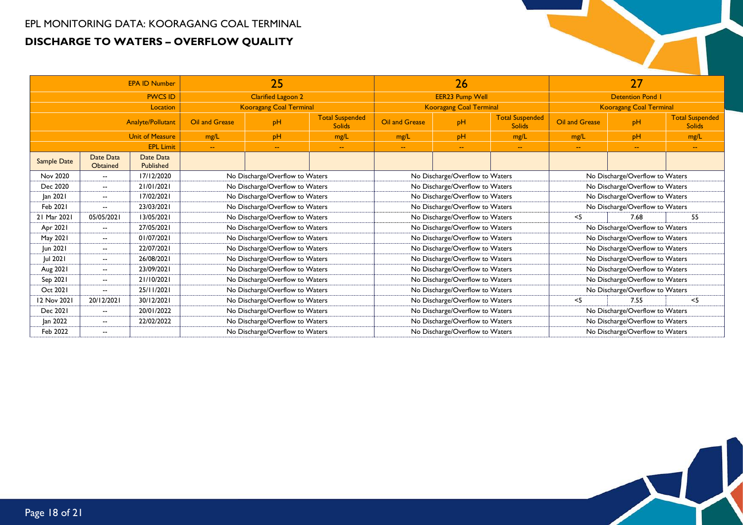EPL MONITORING DATA: KOORAGANG COAL TERMINAL

## DISCHARGE TO WATERS – OVERFLOW QUALITY

| | | EPA ID Number | 25 | | | 26 | | | 27 | | |
|---|---|---|---|---|---|---|---|---|---|---|---|
| | | PWCS ID | Clarified Lagoon 2 | | | EER23 Pump Well | | | Detention Pond 1 | | |
| | | Location | Kooragang Coal Terminal | | | Kooragang Coal Terminal | | | Kooragang Coal Terminal | | |
| | | Analyte/Pollutant | Oil and Grease | pH | Total Suspended Solids | Oil and Grease | pH | Total Suspended Solids | Oil and Grease | pH | Total Suspended Solids |
| | | Unit of Measure | mg/L | pH | mg/L | mg/L | pH | mg/L | mg/L | pH | mg/L |
| | | EPL Limit | -- | -- | -- | -- | -- | -- | -- | -- | -- |
| Sample Date | Date Data Obtained | Date Data Published | | | | | | | | | |
| Nov 2020 | -- | 17/12/2020 | No Discharge/Overflow to Waters | | | No Discharge/Overflow to Waters | | | No Discharge/Overflow to Waters | | |
| Dec 2020 | -- | 21/01/2021 | No Discharge/Overflow to Waters | | | No Discharge/Overflow to Waters | | | No Discharge/Overflow to Waters | | |
| Jan 2021 | -- | 17/02/2021 | No Discharge/Overflow to Waters | | | No Discharge/Overflow to Waters | | | No Discharge/Overflow to Waters | | |
| Feb 2021 | -- | 23/03/2021 | No Discharge/Overflow to Waters | | | No Discharge/Overflow to Waters | | | No Discharge/Overflow to Waters | | |
| 21 Mar 2021 | 05/05/2021 | 13/05/2021 | No Discharge/Overflow to Waters | | | No Discharge/Overflow to Waters | | | <5 | 7.68 | 55 |
| Apr 2021 | -- | 27/05/2021 | No Discharge/Overflow to Waters | | | No Discharge/Overflow to Waters | | | No Discharge/Overflow to Waters | | |
| May 2021 | -- | 01/07/2021 | No Discharge/Overflow to Waters | | | No Discharge/Overflow to Waters | | | No Discharge/Overflow to Waters | | |
| Jun 2021 | -- | 22/07/2021 | No Discharge/Overflow to Waters | | | No Discharge/Overflow to Waters | | | No Discharge/Overflow to Waters | | |
| Jul 2021 | -- | 26/08/2021 | No Discharge/Overflow to Waters | | | No Discharge/Overflow to Waters | | | No Discharge/Overflow to Waters | | |
| Aug 2021 | -- | 23/09/2021 | No Discharge/Overflow to Waters | | | No Discharge/Overflow to Waters | | | No Discharge/Overflow to Waters | | |
| Sep 2021 | -- | 21/10/2021 | No Discharge/Overflow to Waters | | | No Discharge/Overflow to Waters | | | No Discharge/Overflow to Waters | | |
| Oct 2021 | -- | 25/11/2021 | No Discharge/Overflow to Waters | | | No Discharge/Overflow to Waters | | | No Discharge/Overflow to Waters | | |
| 12 Nov 2021 | 20/12/2021 | 30/12/2021 | No Discharge/Overflow to Waters | | | No Discharge/Overflow to Waters | | | <5 | 7.55 | <5 |
| Dec 2021 | -- | 20/01/2022 | No Discharge/Overflow to Waters | | | No Discharge/Overflow to Waters | | | No Discharge/Overflow to Waters | | |
| Jan 2022 | -- | 22/02/2022 | No Discharge/Overflow to Waters | | | No Discharge/Overflow to Waters | | | No Discharge/Overflow to Waters | | |
| Feb 2022 | -- | | No Discharge/Overflow to Waters | | | No Discharge/Overflow to Waters | | | No Discharge/Overflow to Waters | | |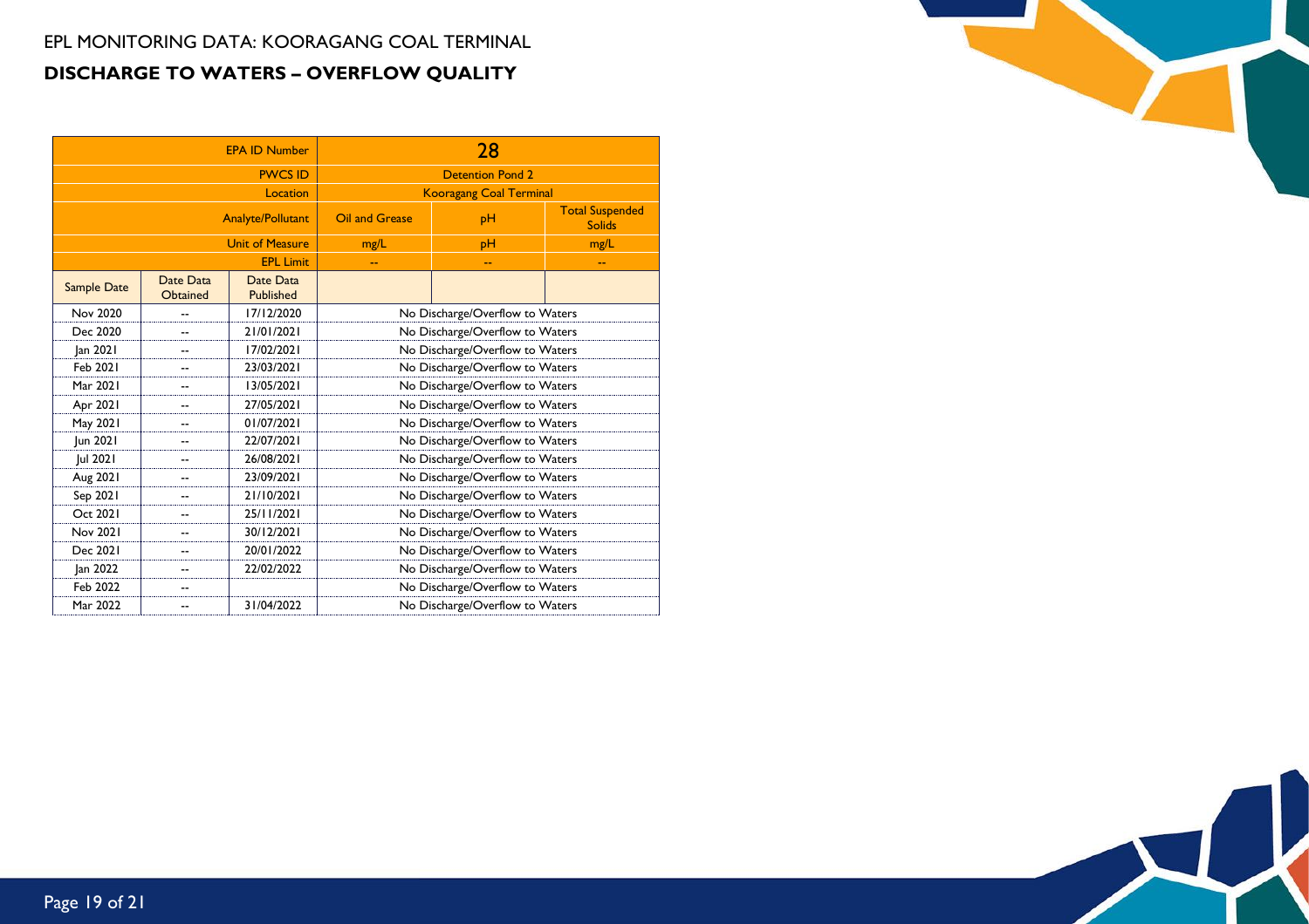EPL MONITORING DATA: KOORAGANG COAL TERMINAL

## DISCHARGE TO WATERS – OVERFLOW QUALITY

| | | EPA ID Number | 28 | | |
|---|---|---|---|---|---|
| | | PWCS ID | Detention Pond 2 | | |
| | | Location | Kooragang Coal Terminal | | |
| | | Analyte/Pollutant | Oil and Grease | pH | Total Suspended Solids |
| | | Unit of Measure | mg/L | pH | mg/L |
| | | EPL Limit | -- | -- | -- |
| Sample Date | Date Data Obtained | Date Data Published | | | |
| Nov 2020 | -- | 17/12/2020 | No Discharge/Overflow to Waters | | |
| Dec 2020 | -- | 21/01/2021 | No Discharge/Overflow to Waters | | |
| Jan 2021 | -- | 17/02/2021 | No Discharge/Overflow to Waters | | |
| Feb 2021 | -- | 23/03/2021 | No Discharge/Overflow to Waters | | |
| Mar 2021 | -- | 13/05/2021 | No Discharge/Overflow to Waters | | |
| Apr 2021 | -- | 27/05/2021 | No Discharge/Overflow to Waters | | |
| May 2021 | -- | 01/07/2021 | No Discharge/Overflow to Waters | | |
| Jun 2021 | -- | 22/07/2021 | No Discharge/Overflow to Waters | | |
| Jul 2021 | -- | 26/08/2021 | No Discharge/Overflow to Waters | | |
| Aug 2021 | -- | 23/09/2021 | No Discharge/Overflow to Waters | | |
| Sep 2021 | -- | 21/10/2021 | No Discharge/Overflow to Waters | | |
| Oct 2021 | -- | 25/11/2021 | No Discharge/Overflow to Waters | | |
| Nov 2021 | -- | 30/12/2021 | No Discharge/Overflow to Waters | | |
| Dec 2021 | -- | 20/01/2022 | No Discharge/Overflow to Waters | | |
| Jan 2022 | -- | 22/02/2022 | No Discharge/Overflow to Waters | | |
| Feb 2022 | -- | | No Discharge/Overflow to Waters | | |
| Mar 2022 | -- | 31/04/2022 | No Discharge/Overflow to Waters | | |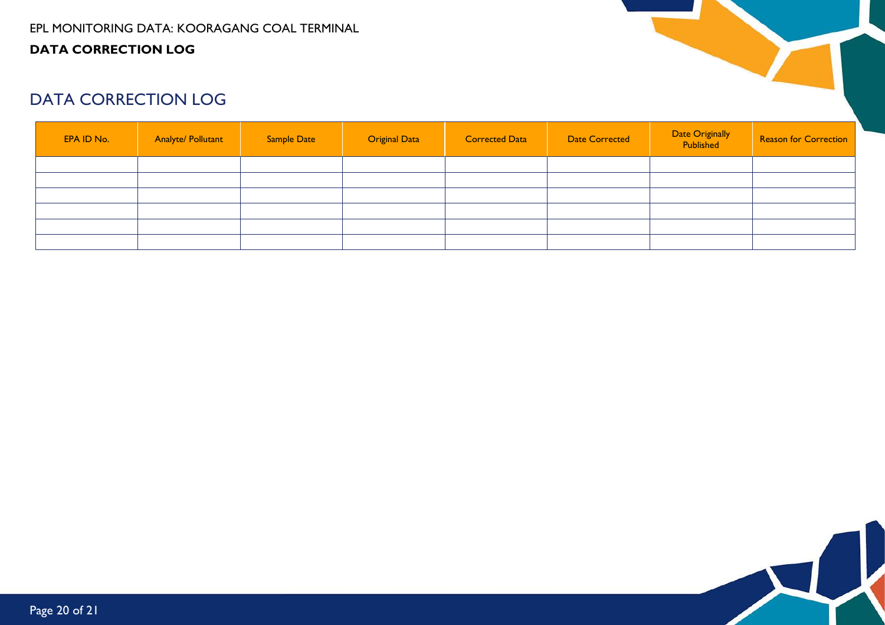# DATA CORRECTION LOG

| EPA ID No. | Analyte/ Pollutant | Sample Date | Original Data | Corrected Data | Date Corrected | Date Originally Published | Reason for Correction |
|---|---|---|---|---|---|---|---|
| | | | | | | | |
| | | | | | | | |
| | | | | | | | |
| | | | | | | | |
| | | | | | | | |
| | | | | | | | |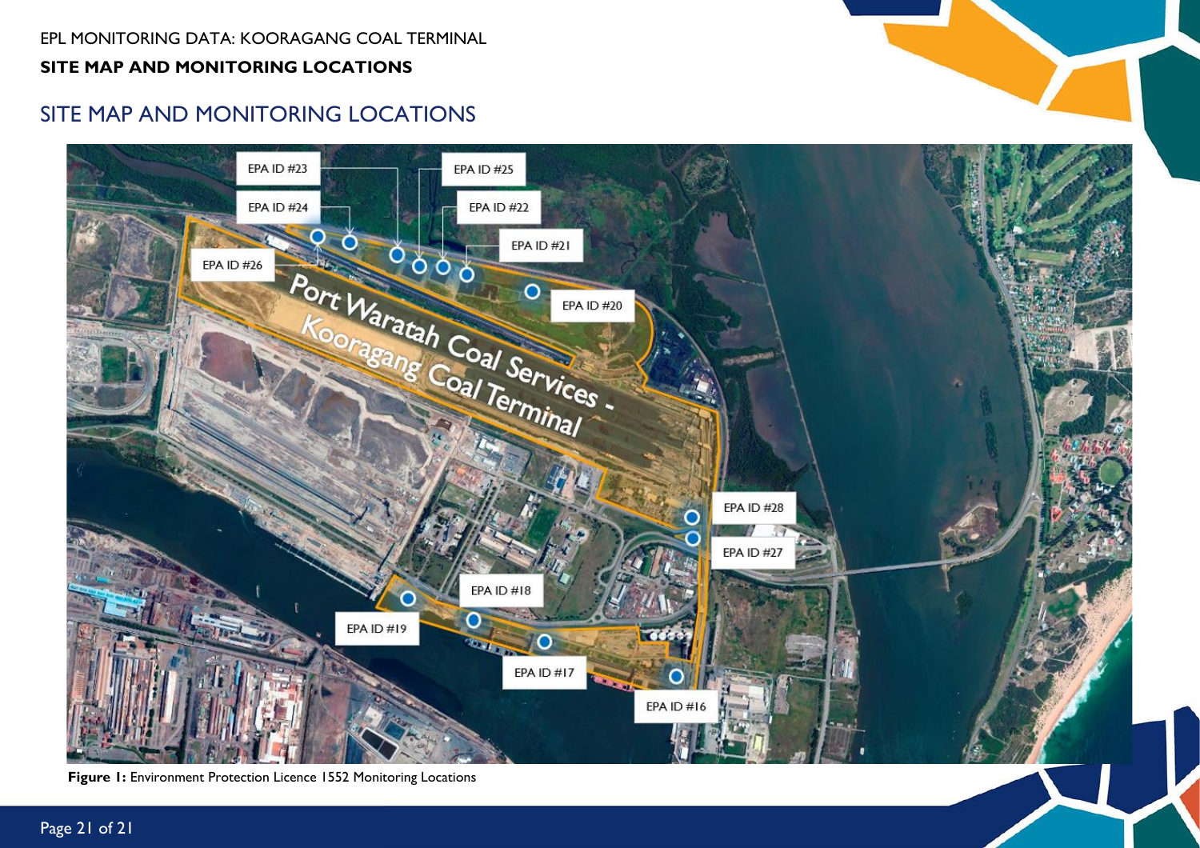# SITE MAP AND MONITORING LOCATIONS

EPA ID #23

EPA ID #25

EPA ID #24

EPA ID #22

EPA ID #21

EPA ID #26

EPA ID #20

Port Waratah Coal Services - Kooragang Coal Terminal

EPA ID #28

EPA ID #27

EPA ID #18

EPA ID #19

EPA ID #17

EPA ID #16

**Figure 1:** Environment Protection Licence 1552 Monitoring Locations